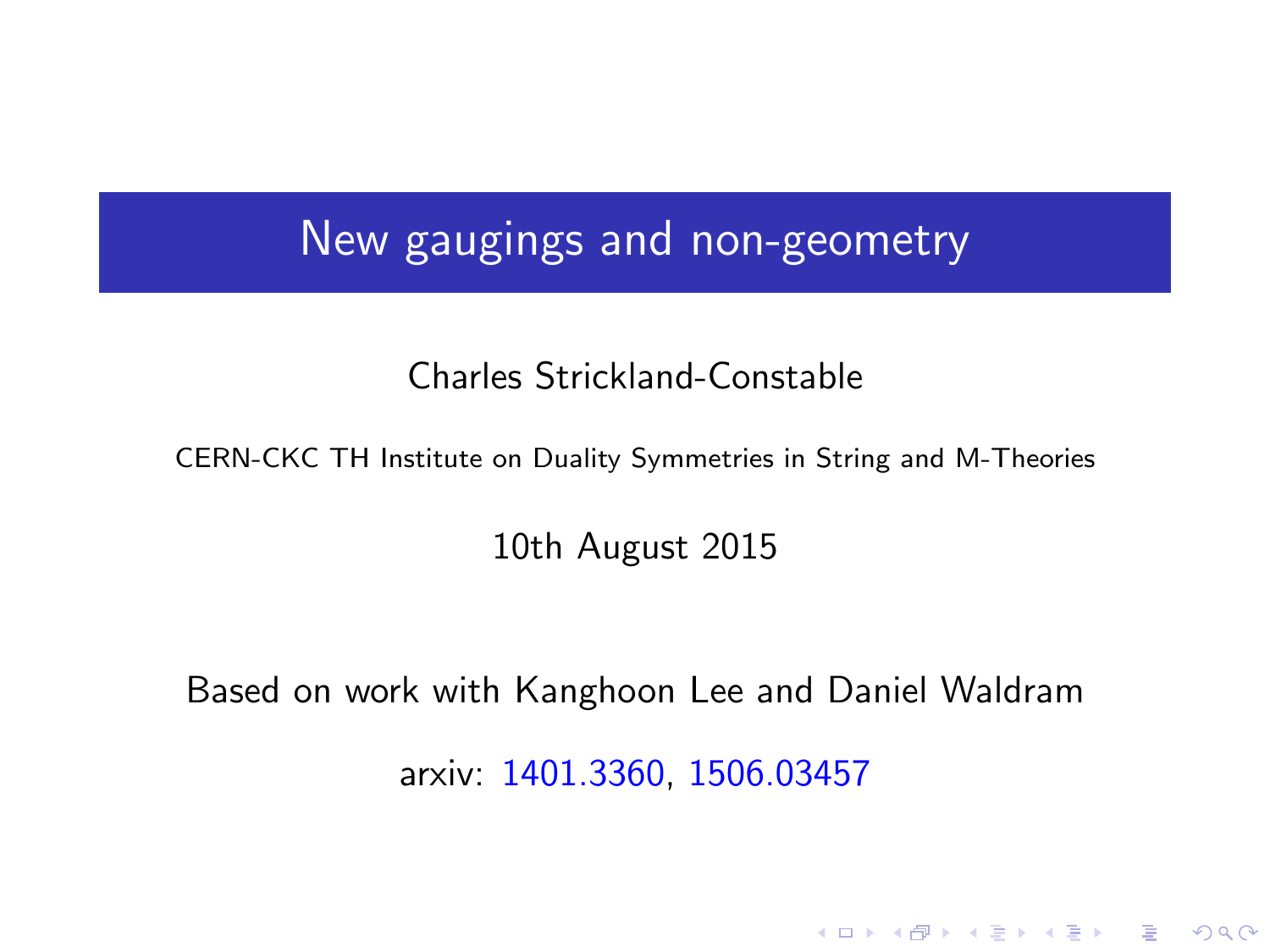# New gaugings and non-geometry

Charles Strickland-Constable

CERN-CKC TH Institute on Duality Symmetries in String and M-Theories

10th August 2015

Based on work with Kanghoon Lee and Daniel Waldram

arxiv: 1401.3360, 1506.03457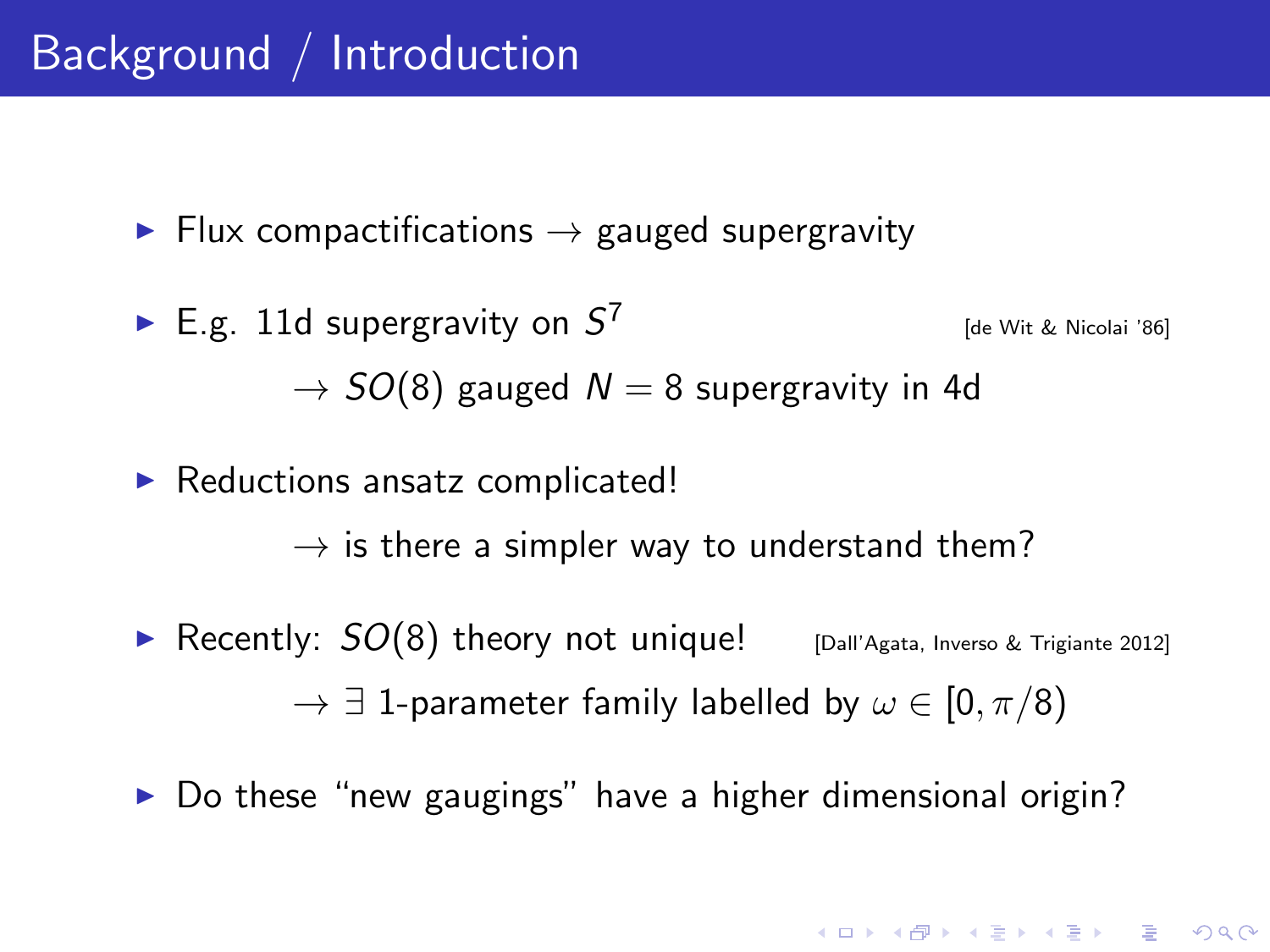# Background / Introduction

- Flux compactifications $\rightarrow$ gauged supergravity
- E.g. 11d supergravity on $S^7$ [de Wit & Nicolai '86]

  $\rightarrow SO(8)$ gauged $N = 8$ supergravity in 4d
- Reductions ansatz complicated!

  $\rightarrow$ is there a simpler way to understand them?
- Recently: $SO(8)$ theory not unique! [Dall'Agata, Inverso & Trigiante 2012]

  $\rightarrow \exists$ 1-parameter family labelled by $\omega \in [0, \pi/8)$
- Do these "new gaugings" have a higher dimensional origin?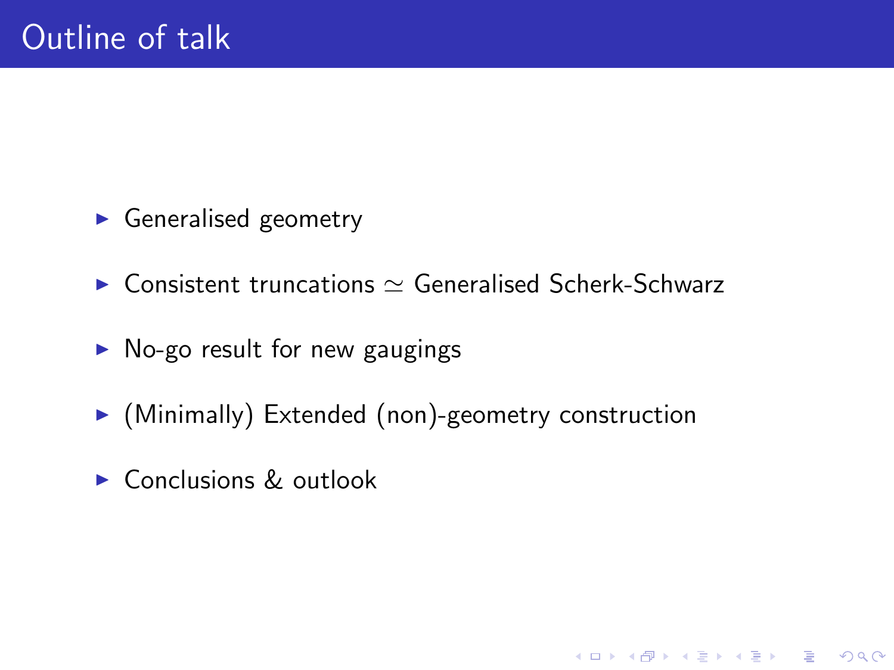# Outline of talk

- Generalised geometry
- Consistent truncations $\simeq$ Generalised Scherk-Schwarz
- No-go result for new gaugings
- (Minimally) Extended (non)-geometry construction
- Conclusions & outlook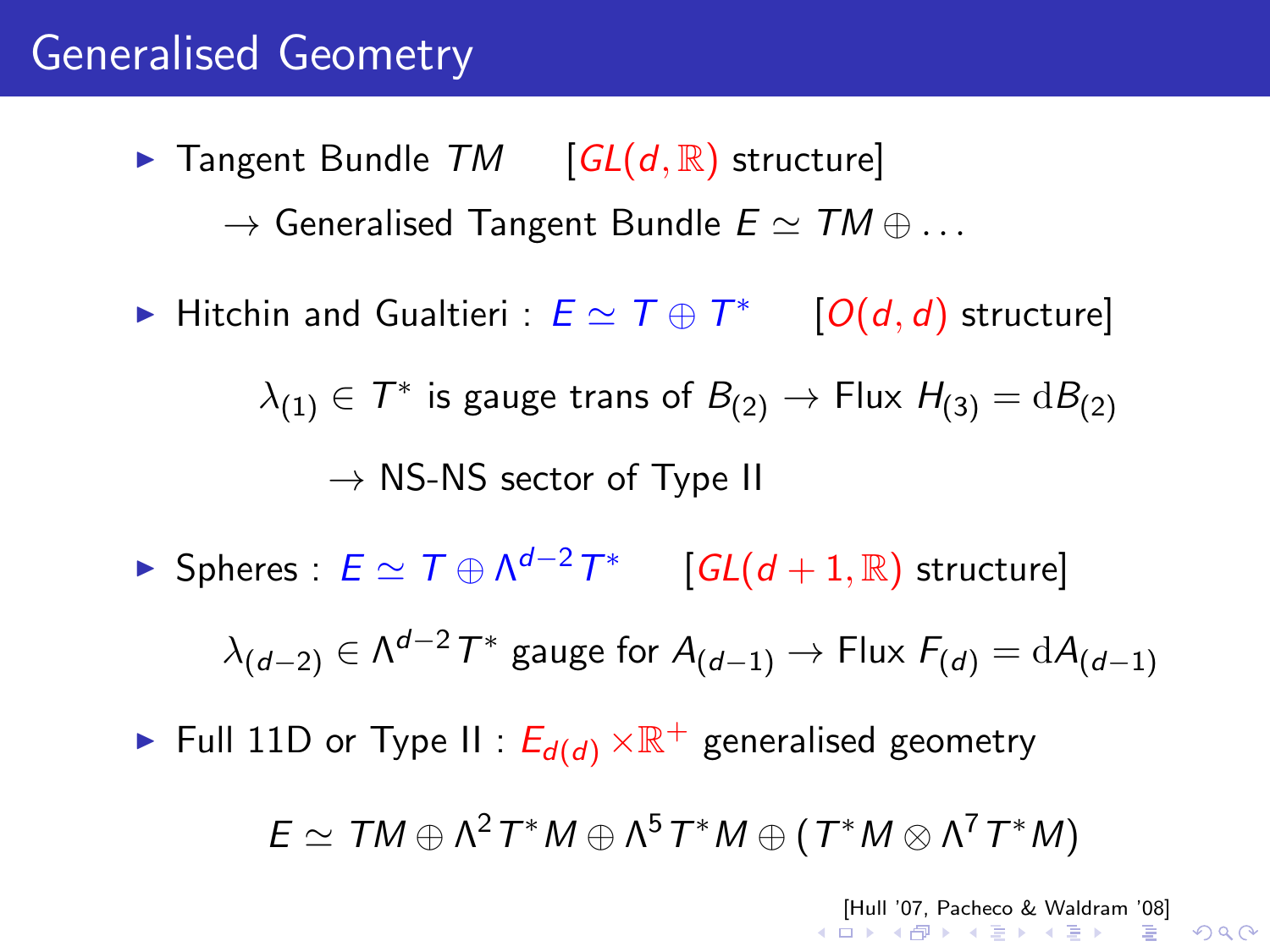# Generalised Geometry

- Tangent Bundle $TM$ [$GL(d, \mathbb{R})$ structure]

  $\rightarrow$ Generalised Tangent Bundle $E \simeq TM \oplus \ldots$

- Hitchin and Gualtieri : $E \simeq T \oplus T^*$ [$O(d, d)$ structure]

  $\lambda_{(1)} \in T^*$ is gauge trans of $B_{(2)} \rightarrow$ Flux $H_{(3)} = \mathrm{d}B_{(2)}$

  $\rightarrow$ NS-NS sector of Type II

- Spheres : $E \simeq T \oplus \Lambda^{d-2} T^*$ [$GL(d+1, \mathbb{R})$ structure]

  $\lambda_{(d-2)} \in \Lambda^{d-2} T^*$ gauge for $A_{(d-1)} \rightarrow$ Flux $F_{(d)} = \mathrm{d}A_{(d-1)}$

- Full 11D or Type II : $E_{d(d)} \times \mathbb{R}^+$ generalised geometry

$$E \simeq TM \oplus \Lambda^2 T^*M \oplus \Lambda^5 T^*M \oplus (T^*M \otimes \Lambda^7 T^*M)$$

[Hull '07, Pacheco & Waldram '08]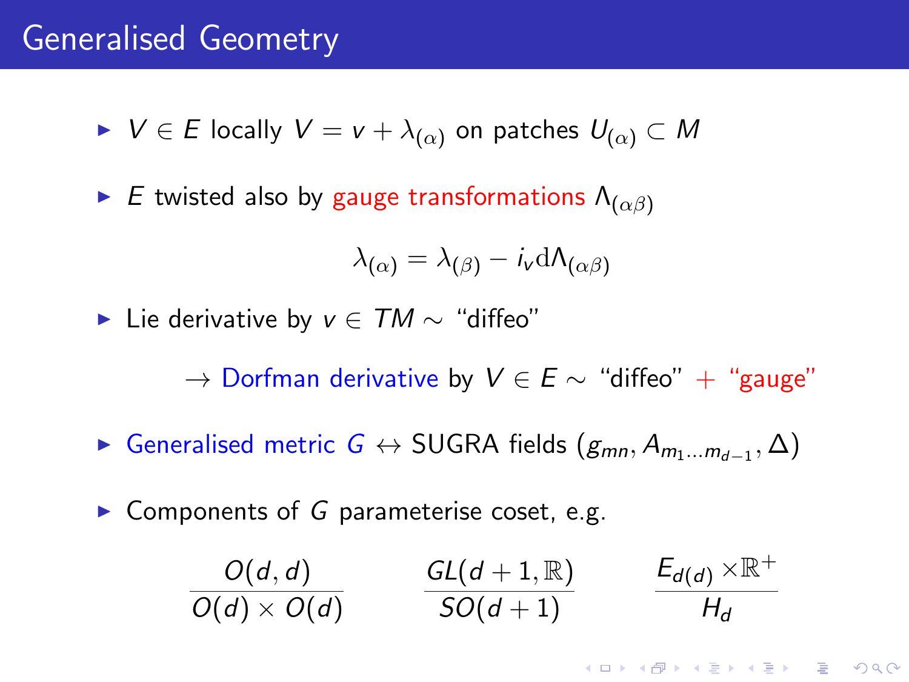# Generalised Geometry

- $V \in E$ locally $V = v + \lambda_{(\alpha)}$ on patches $U_{(\alpha)} \subset M$
- $E$ twisted also by gauge transformations $\Lambda_{(\alpha\beta)}$

$$\lambda_{(\alpha)} = \lambda_{(\beta)} - i_v \mathrm{d}\Lambda_{(\alpha\beta)}$$

- Lie derivative by $v \in TM \sim$ "diffeo"

  $\rightarrow$ Dorfman derivative by $V \in E \sim$ "diffeo" $+$ "gauge"

- Generalised metric $G \leftrightarrow$ SUGRA fields $(g_{mn}, A_{m_1 \ldots m_{d-1}}, \Delta)$
- Components of $G$ parameterise coset, e.g.

$$\frac{O(d,d)}{O(d) \times O(d)} \qquad \frac{GL(d+1,\mathbb{R})}{SO(d+1)} \qquad \frac{E_{d(d)} \times \mathbb{R}^+}{H_d}$$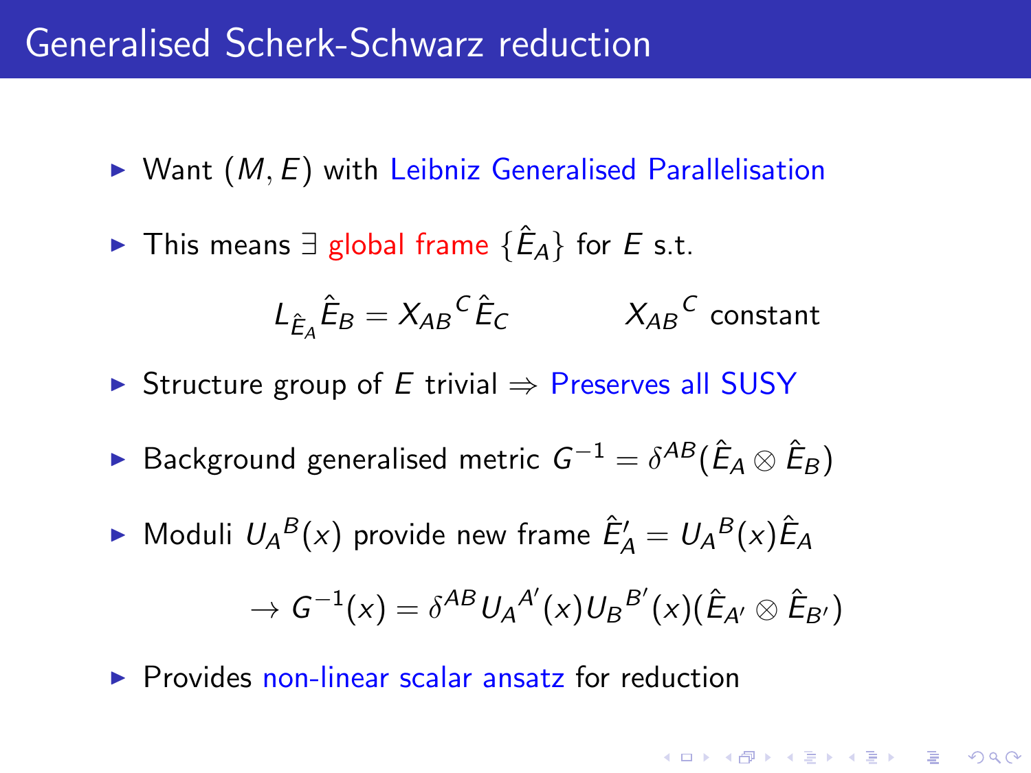# Generalised Scherk-Schwarz reduction

- Want $(M, E)$ with Leibniz Generalised Parallelisation
- This means $\exists$ global frame $\{\hat{E}_A\}$ for $E$ s.t.

$$L_{\hat{E}_A} \hat{E}_B = X_{AB}{}^C \hat{E}_C \qquad\qquad X_{AB}{}^C \text{ constant}$$

- Structure group of $E$ trivial $\Rightarrow$ Preserves all SUSY
- Background generalised metric $G^{-1} = \delta^{AB}(\hat{E}_A \otimes \hat{E}_B)$
- Moduli $U_A{}^B(x)$ provide new frame $\hat{E}'_A = U_A{}^B(x)\hat{E}_A$

$$\rightarrow G^{-1}(x) = \delta^{AB} U_A{}^{A'}(x) U_B{}^{B'}(x)(\hat{E}_{A'} \otimes \hat{E}_{B'})$$

- Provides non-linear scalar ansatz for reduction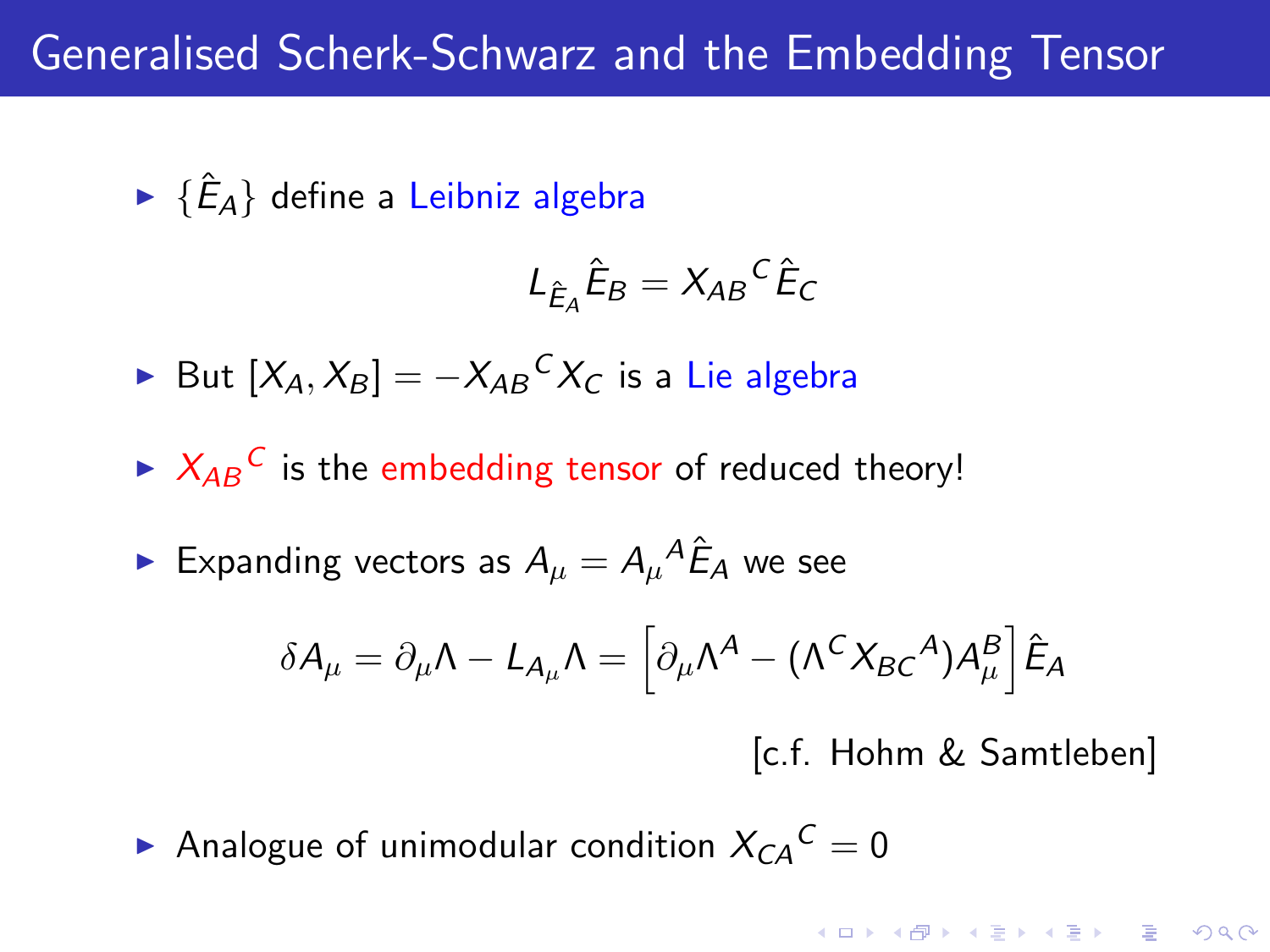# Generalised Scherk-Schwarz and the Embedding Tensor

- $\{\hat{E}_A\}$ define a Leibniz algebra

$$L_{\hat{E}_A}\hat{E}_B = X_{AB}{}^C\hat{E}_C$$

- But $[X_A, X_B] = -X_{AB}{}^C X_C$ is a Lie algebra
- $X_{AB}{}^C$ is the embedding tensor of reduced theory!
- Expanding vectors as $A_\mu = A_\mu{}^A\hat{E}_A$ we see

$$\delta A_\mu = \partial_\mu\Lambda - L_{A_\mu}\Lambda = \left[\partial_\mu\Lambda^A - (\Lambda^C X_{BC}{}^A)A_\mu^B\right]\hat{E}_A$$

[c.f. Hohm & Samtleben]

- Analogue of unimodular condition $X_{CA}{}^C = 0$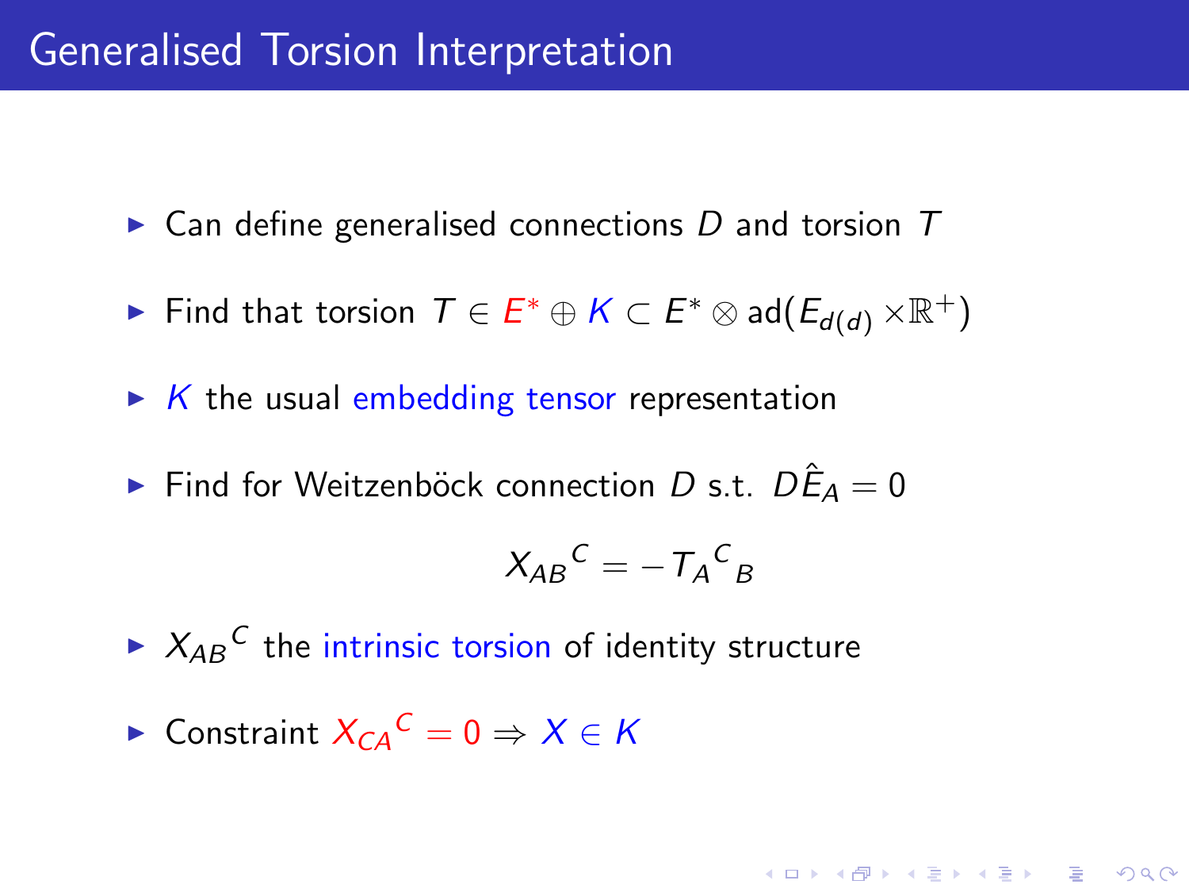# Generalised Torsion Interpretation

- Can define generalised connections $D$ and torsion $T$
- Find that torsion $T \in E^* \oplus K \subset E^* \otimes \text{ad}(E_{d(d)} \times \mathbb{R}^+)$
- $K$ the usual embedding tensor representation
- Find for Weitzenböck connection $D$ s.t. $D\hat{E}_A = 0$

$$X_{AB}{}^{C} = -T_{A}{}^{C}{}_{B}$$

- $X_{AB}{}^{C}$ the intrinsic torsion of identity structure
- Constraint $X_{CA}{}^{C} = 0 \Rightarrow X \in K$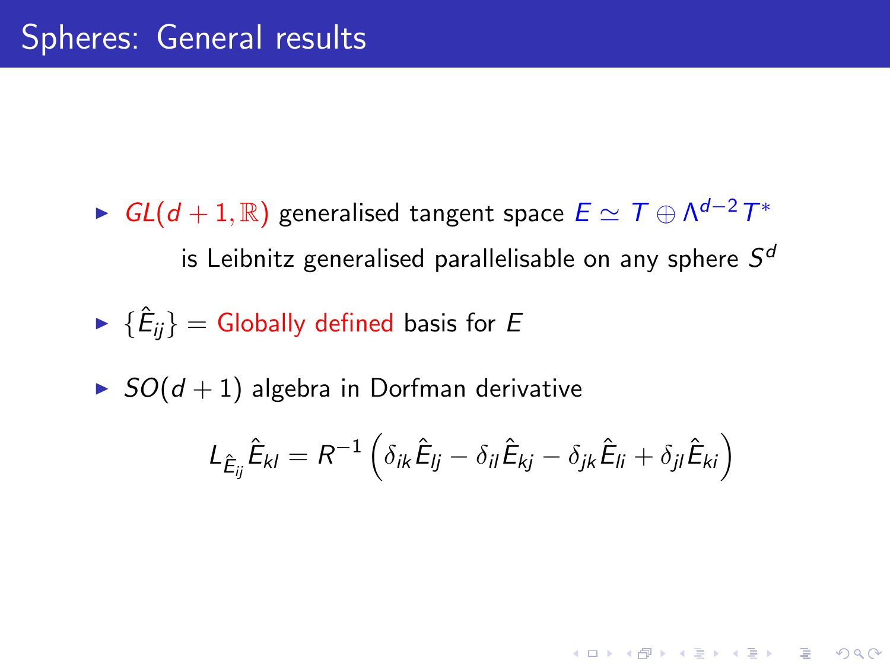# Spheres: General results

- $GL(d+1,\mathbb{R})$ generalised tangent space $E \simeq T \oplus \Lambda^{d-2} T^*$

  is Leibnitz generalised parallelisable on any sphere $S^d$

- $\{\hat{E}_{ij}\}$ = Globally defined basis for $E$

- $SO(d+1)$ algebra in Dorfman derivative

$$L_{\hat{E}_{ij}} \hat{E}_{kl} = R^{-1} \left( \delta_{ik} \hat{E}_{lj} - \delta_{il} \hat{E}_{kj} - \delta_{jk} \hat{E}_{li} + \delta_{jl} \hat{E}_{ki} \right)$$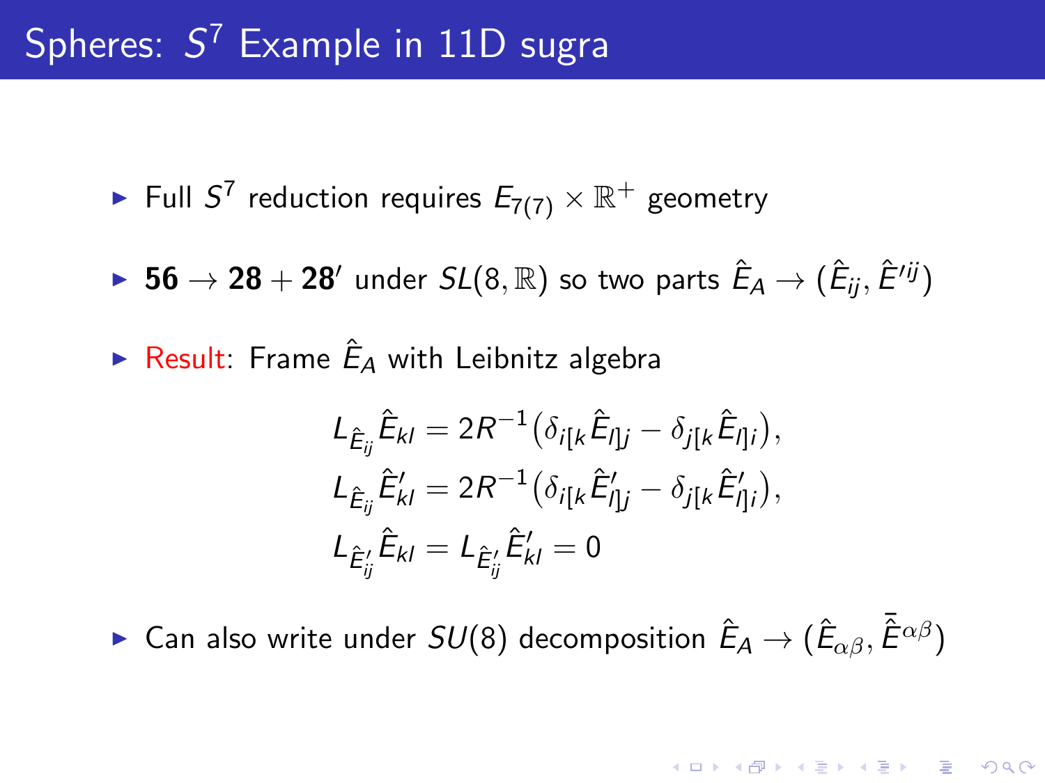# Spheres: $S^7$ Example in 11D sugra

- Full $S^7$ reduction requires $E_{7(7)} \times \mathbb{R}^+$ geometry
- $\mathbf{56} \to \mathbf{28} + \mathbf{28}'$ under $SL(8,\mathbb{R})$ so two parts $\hat{E}_A \to (\hat{E}_{ij}, \hat{E}'^{ij})$
- Result: Frame $\hat{E}_A$ with Leibnitz algebra

$$
\begin{aligned}
L_{\hat{E}_{ij}} \hat{E}_{kl} &= 2R^{-1}\big(\delta_{i[k}\hat{E}_{l]j} - \delta_{j[k}\hat{E}_{l]i}\big), \\
L_{\hat{E}_{ij}} \hat{E}'_{kl} &= 2R^{-1}\big(\delta_{i[k}\hat{E}'_{l]j} - \delta_{j[k}\hat{E}'_{l]i}\big), \\
L_{\hat{E}'_{ij}} \hat{E}_{kl} &= L_{\hat{E}'_{ij}} \hat{E}'_{kl} = 0
\end{aligned}
$$

- Can also write under $SU(8)$ decomposition $\hat{E}_A \to (\hat{E}_{\alpha\beta}, \bar{\hat{E}}^{\alpha\beta})$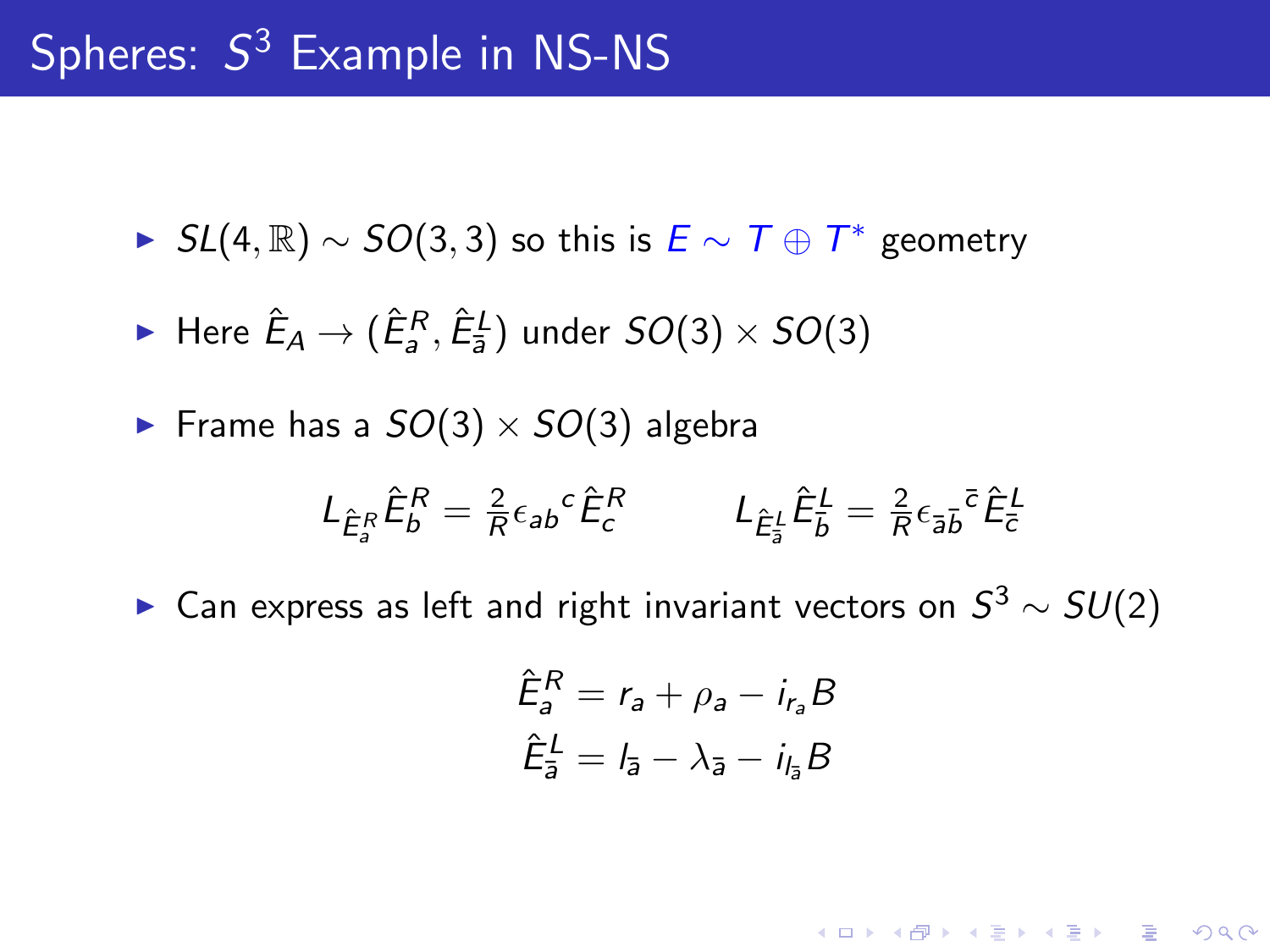# Spheres: $S^3$ Example in NS-NS

- $SL(4,\mathbb{R}) \sim SO(3,3)$ so this is $E \sim T \oplus T^*$ geometry
- Here $\hat{E}_A \to (\hat{E}^R_a, \hat{E}^L_{\bar{a}})$ under $SO(3) \times SO(3)$
- Frame has a $SO(3) \times SO(3)$ algebra

$$L_{\hat{E}^R_a} \hat{E}^R_b = \tfrac{2}{R} \epsilon_{ab}{}^{c} \hat{E}^R_c \qquad L_{\hat{E}^L_{\bar{a}}} \hat{E}^L_{\bar{b}} = \tfrac{2}{R} \epsilon_{\bar{a}\bar{b}}{}^{\bar{c}} \hat{E}^L_{\bar{c}}$$

- Can express as left and right invariant vectors on $S^3 \sim SU(2)$

$$\hat{E}^R_a = r_a + \rho_a - i_{r_a} B$$
$$\hat{E}^L_{\bar{a}} = l_{\bar{a}} - \lambda_{\bar{a}} - i_{l_{\bar{a}}} B$$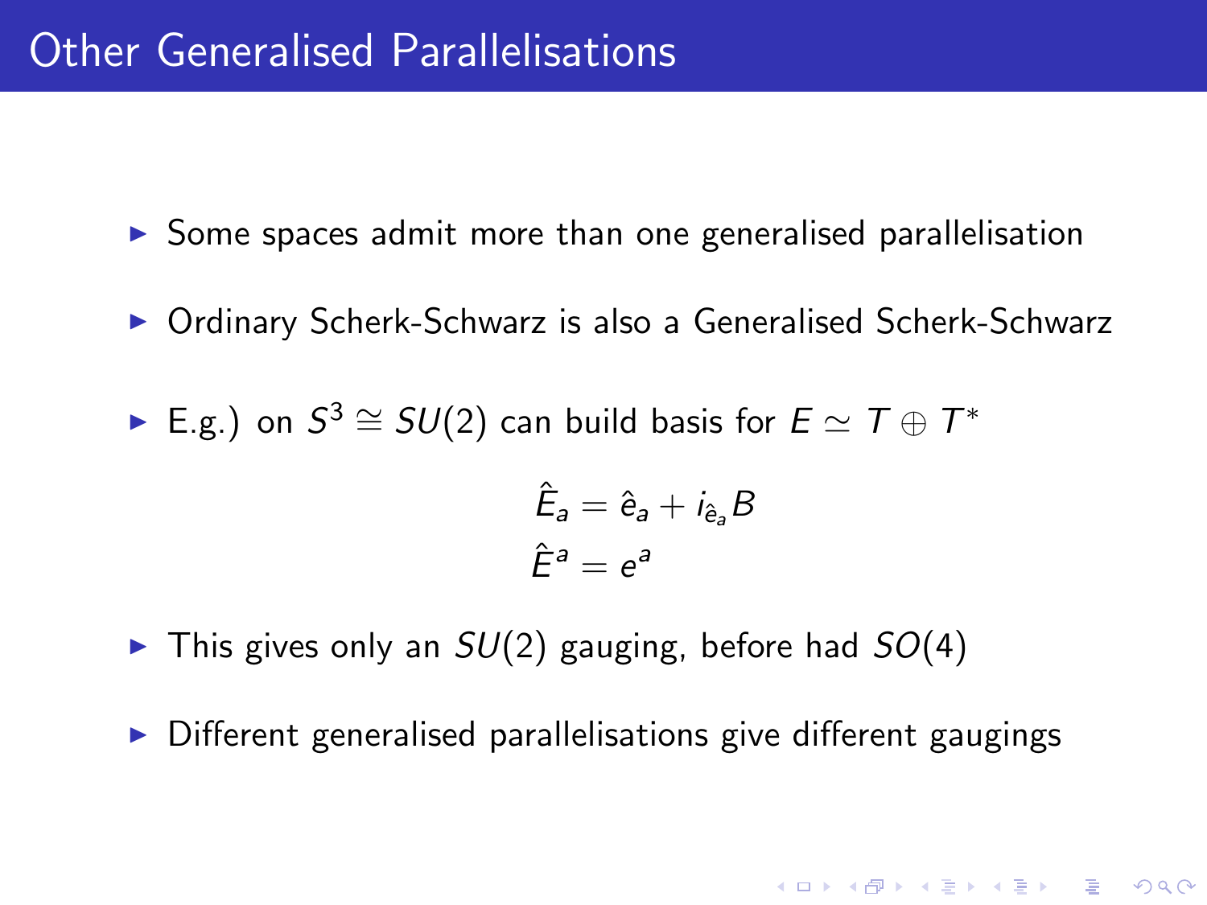# Other Generalised Parallelisations

- Some spaces admit more than one generalised parallelisation
- Ordinary Scherk-Schwarz is also a Generalised Scherk-Schwarz
- E.g.) on $S^3 \cong SU(2)$ can build basis for $E \simeq T \oplus T^*$

$$
\begin{aligned}
\hat{E}_a &= \hat{e}_a + i_{\hat{e}_a} B \\
\hat{E}^a &= e^a
\end{aligned}
$$

- This gives only an $SU(2)$ gauging, before had $SO(4)$
- Different generalised parallelisations give different gaugings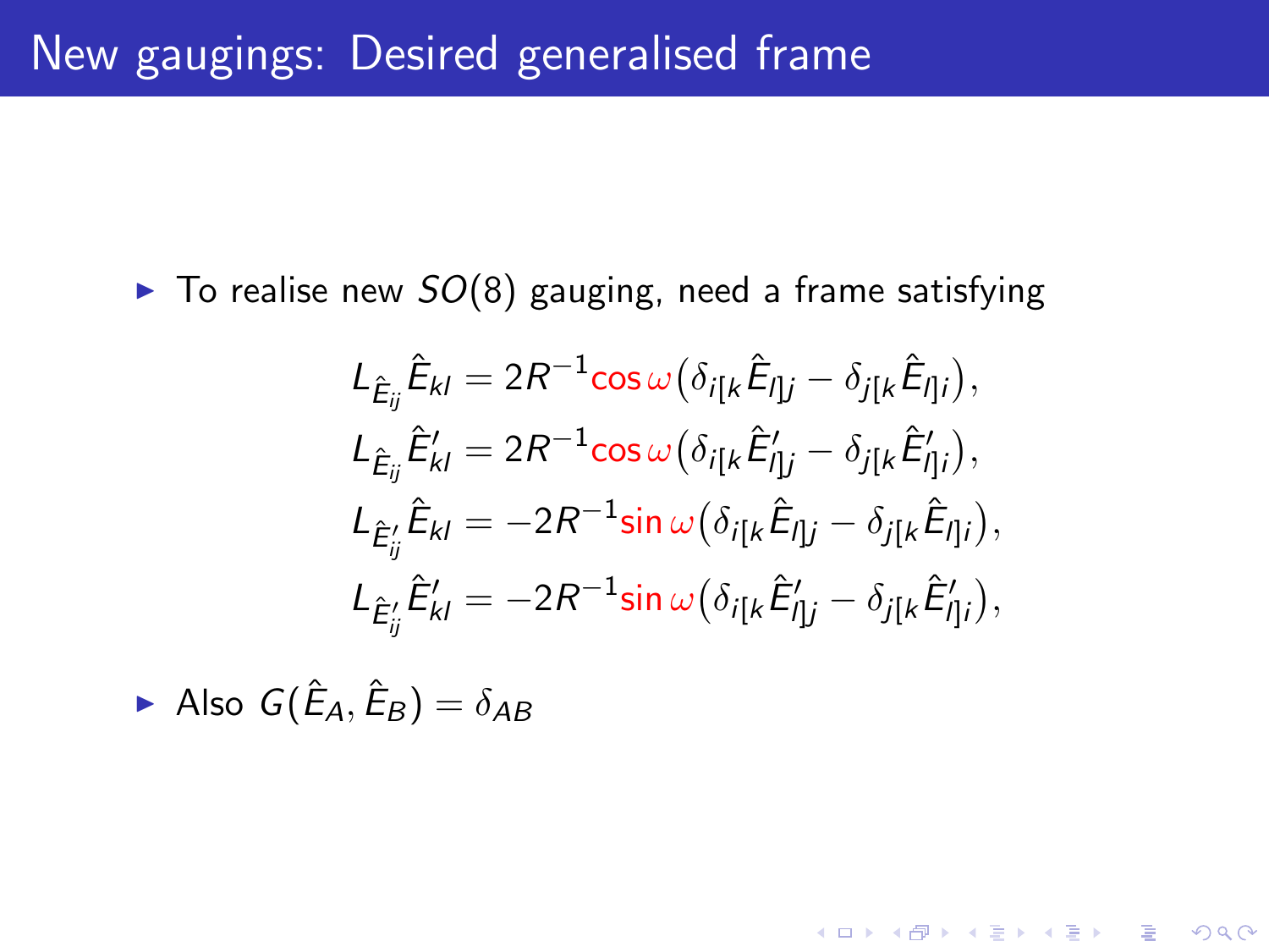# New gaugings: Desired generalised frame

- To realise new $SO(8)$ gauging, need a frame satisfying

$$
\begin{aligned}
L_{\hat{E}_{ij}} \hat{E}_{kl} &= 2R^{-1} \cos\omega \big( \delta_{i[k} \hat{E}_{l]j} - \delta_{j[k} \hat{E}_{l]i} \big), \\
L_{\hat{E}_{ij}} \hat{E}'_{kl} &= 2R^{-1} \cos\omega \big( \delta_{i[k} \hat{E}'_{l]j} - \delta_{j[k} \hat{E}'_{l]i} \big), \\
L_{\hat{E}'_{ij}} \hat{E}_{kl} &= -2R^{-1} \sin\omega \big( \delta_{i[k} \hat{E}_{l]j} - \delta_{j[k} \hat{E}_{l]i} \big), \\
L_{\hat{E}'_{ij}} \hat{E}'_{kl} &= -2R^{-1} \sin\omega \big( \delta_{i[k} \hat{E}'_{l]j} - \delta_{j[k} \hat{E}'_{l]i} \big),
\end{aligned}
$$

- Also $G(\hat{E}_A, \hat{E}_B) = \delta_{AB}$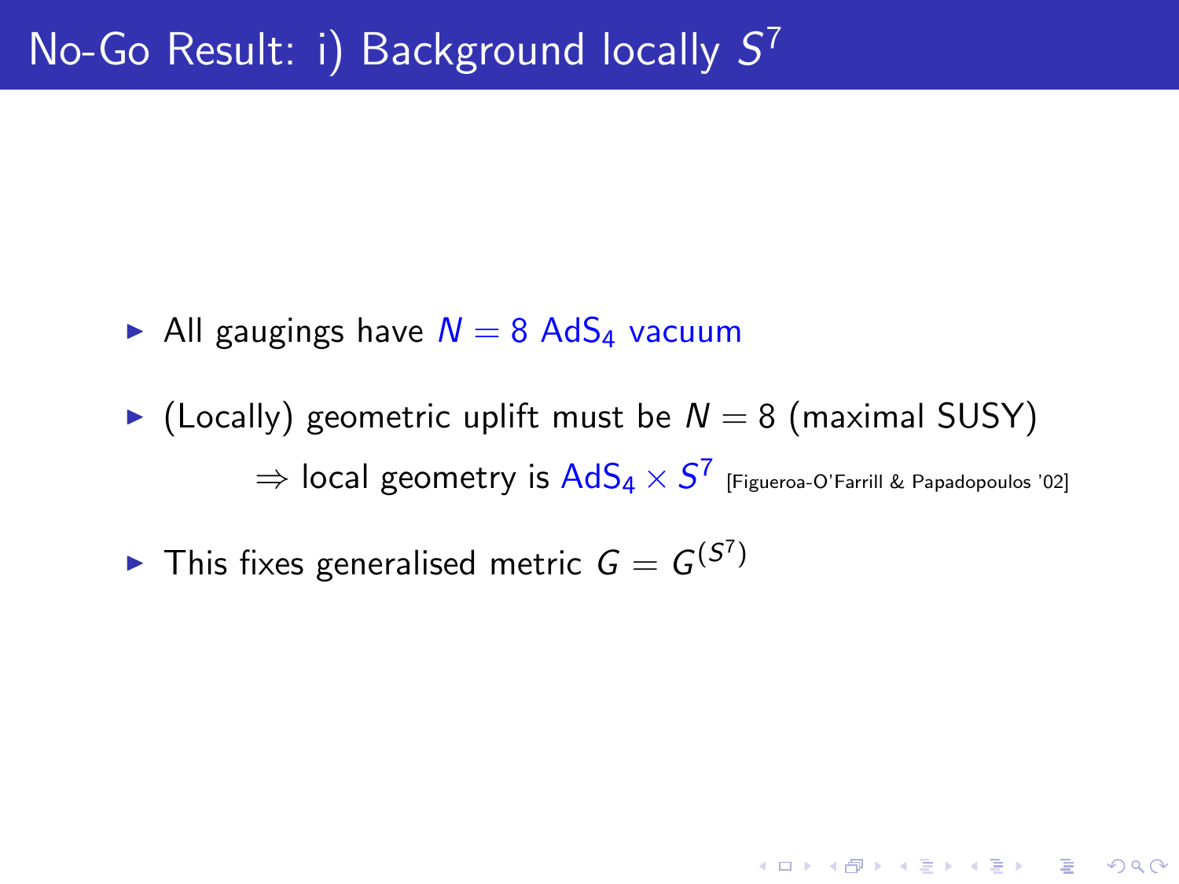# No-Go Result: i) Background locally $S^7$

- All gaugings have $N = 8$ $\mathrm{AdS}_4$ vacuum
- (Locally) geometric uplift must be $N = 8$ (maximal SUSY)

  $\Rightarrow$ local geometry is $\mathrm{AdS}_4 \times S^7$ [Figueroa-O'Farrill & Papadopoulos '02]
- This fixes generalised metric $G = G^{(S^7)}$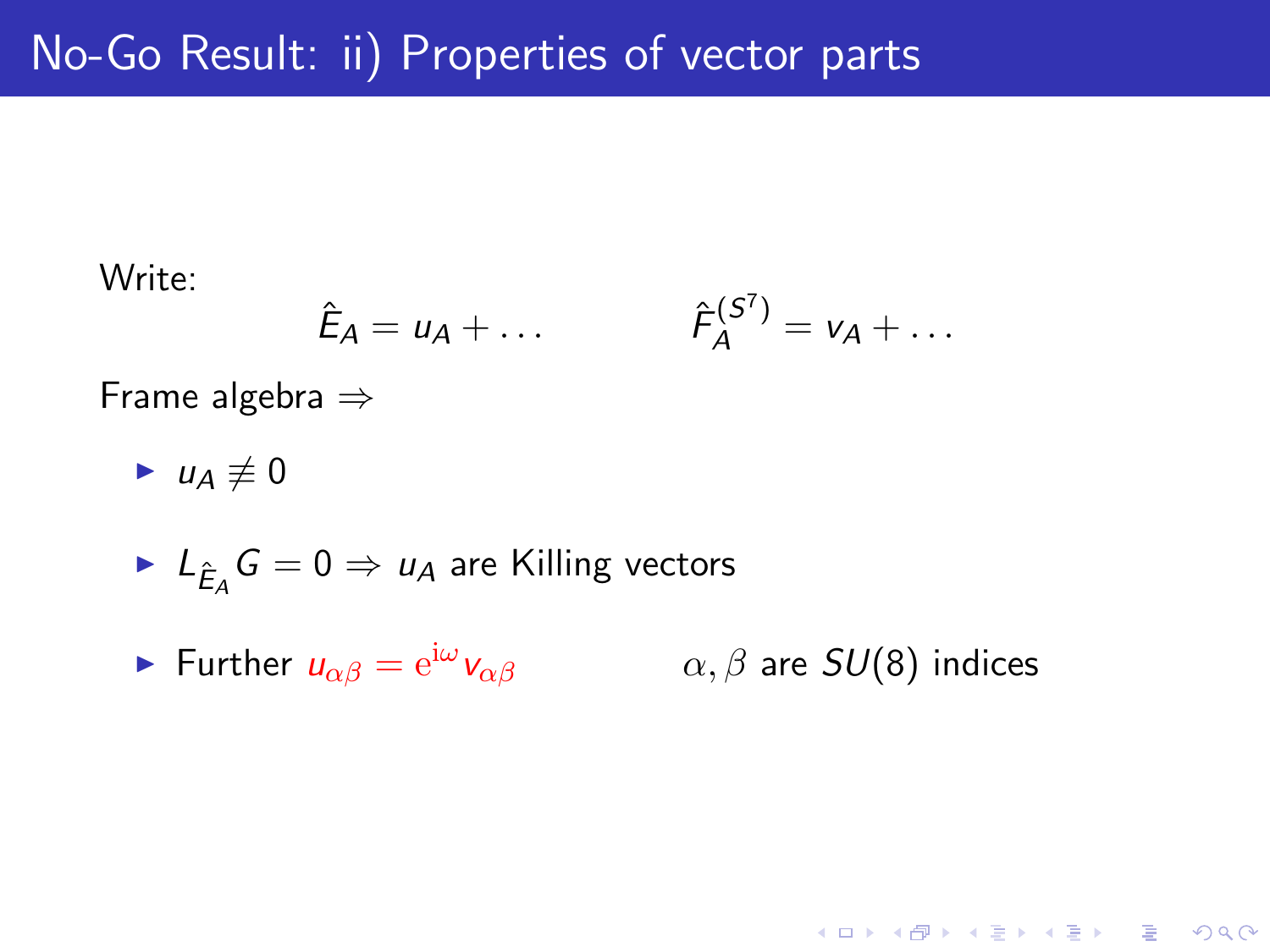# No-Go Result: ii) Properties of vector parts

Write:

$$\hat{E}_A = u_A + \dots \qquad\qquad \hat{F}_A^{(S^7)} = v_A + \dots$$

Frame algebra $\Rightarrow$

- $u_A \not\equiv 0$
- $L_{\hat{E}_A} G = 0 \Rightarrow u_A$ are Killing vectors
- Further $u_{\alpha\beta} = \mathrm{e}^{\mathrm{i}\omega} v_{\alpha\beta}$ $\qquad$ $\alpha, \beta$ are $SU(8)$ indices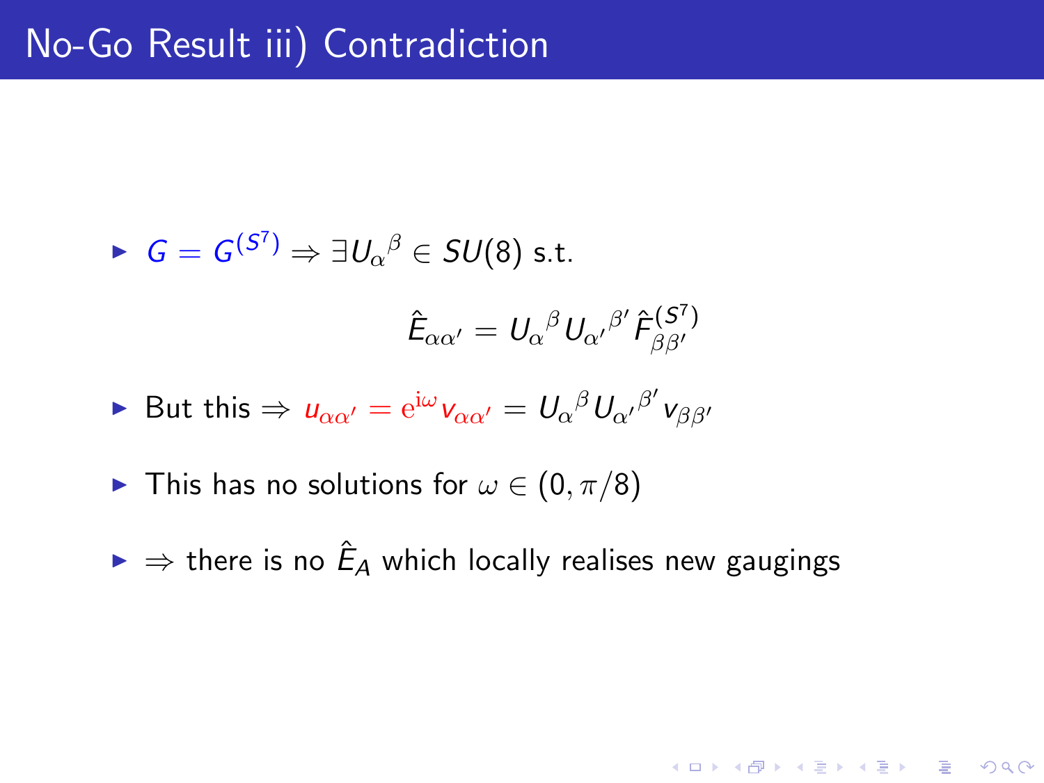# No-Go Result iii) Contradiction

- $G = G^{(S^7)} \Rightarrow \exists U_\alpha{}^\beta \in SU(8)$ s.t.

$$\hat{E}_{\alpha\alpha'} = U_\alpha{}^\beta U_{\alpha'}{}^{\beta'} \hat{F}^{(S^7)}_{\beta\beta'}$$

- But this $\Rightarrow u_{\alpha\alpha'} = e^{i\omega} v_{\alpha\alpha'} = U_\alpha{}^\beta U_{\alpha'}{}^{\beta'} v_{\beta\beta'}$
- This has no solutions for $\omega \in (0, \pi/8)$
- $\Rightarrow$ there is no $\hat{E}_A$ which locally realises new gaugings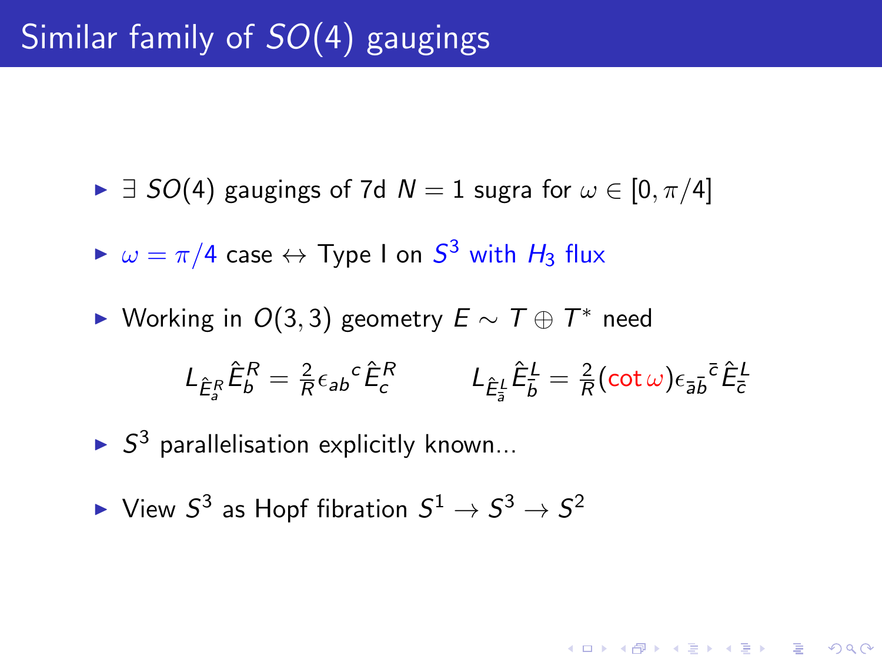# Similar family of $SO(4)$ gaugings

- $\exists$ $SO(4)$ gaugings of 7d $N = 1$ sugra for $\omega \in [0, \pi/4]$
- $\omega = \pi/4$ case $\leftrightarrow$ Type I on $S^3$ with $H_3$ flux
- Working in $O(3,3)$ geometry $E \sim T \oplus T^*$ need

$$L_{\hat{E}^R_a} \hat{E}^R_b = \tfrac{2}{R} \epsilon_{ab}{}^c \hat{E}^R_c \qquad L_{\hat{E}^L_{\bar{a}}} \hat{E}^L_{\bar{b}} = \tfrac{2}{R} (\cot \omega) \epsilon_{\bar{a}\bar{b}}{}^{\bar{c}} \hat{E}^L_{\bar{c}}$$

- $S^3$ parallelisation explicitly known...
- View $S^3$ as Hopf fibration $S^1 \to S^3 \to S^2$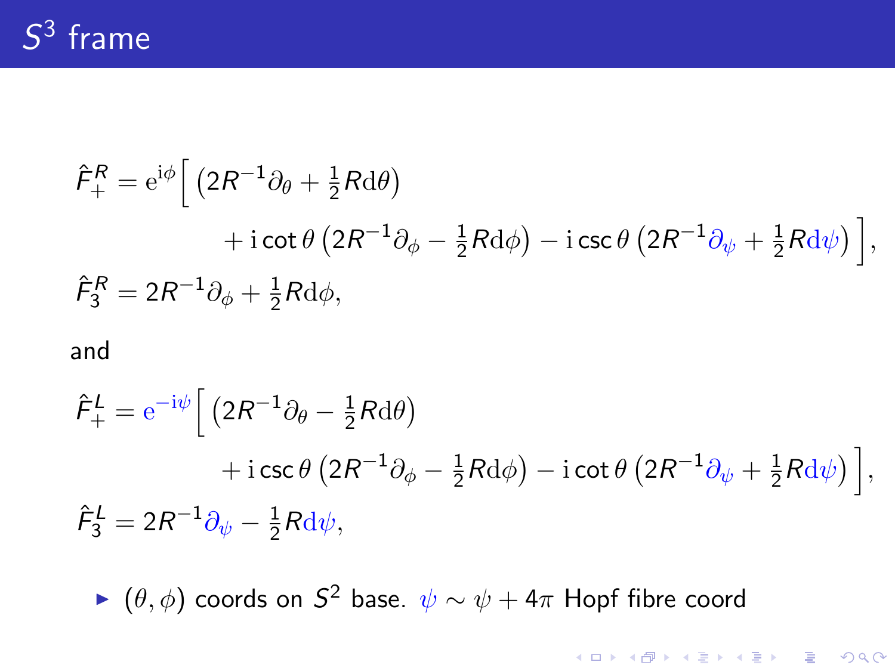# $S^3$ frame

$$\hat{F}^R_+ = \mathrm{e}^{\mathrm{i}\phi}\Big[ \left(2R^{-1}\partial_\theta + \tfrac{1}{2}R\mathrm{d}\theta\right) + \mathrm{i}\cot\theta\left(2R^{-1}\partial_\phi - \tfrac{1}{2}R\mathrm{d}\phi\right) - \mathrm{i}\csc\theta\left(2R^{-1}\partial_\psi + \tfrac{1}{2}R\mathrm{d}\psi\right)\Big],$$

$$\hat{F}^R_3 = 2R^{-1}\partial_\phi + \tfrac{1}{2}R\mathrm{d}\phi,$$

and

$$\hat{F}^L_+ = \mathrm{e}^{-\mathrm{i}\psi}\Big[ \left(2R^{-1}\partial_\theta - \tfrac{1}{2}R\mathrm{d}\theta\right) + \mathrm{i}\csc\theta\left(2R^{-1}\partial_\phi - \tfrac{1}{2}R\mathrm{d}\phi\right) - \mathrm{i}\cot\theta\left(2R^{-1}\partial_\psi + \tfrac{1}{2}R\mathrm{d}\psi\right)\Big],$$

$$\hat{F}^L_3 = 2R^{-1}\partial_\psi - \tfrac{1}{2}R\mathrm{d}\psi,$$

- $(\theta, \phi)$ coords on $S^2$ base. $\psi \sim \psi + 4\pi$ Hopf fibre coord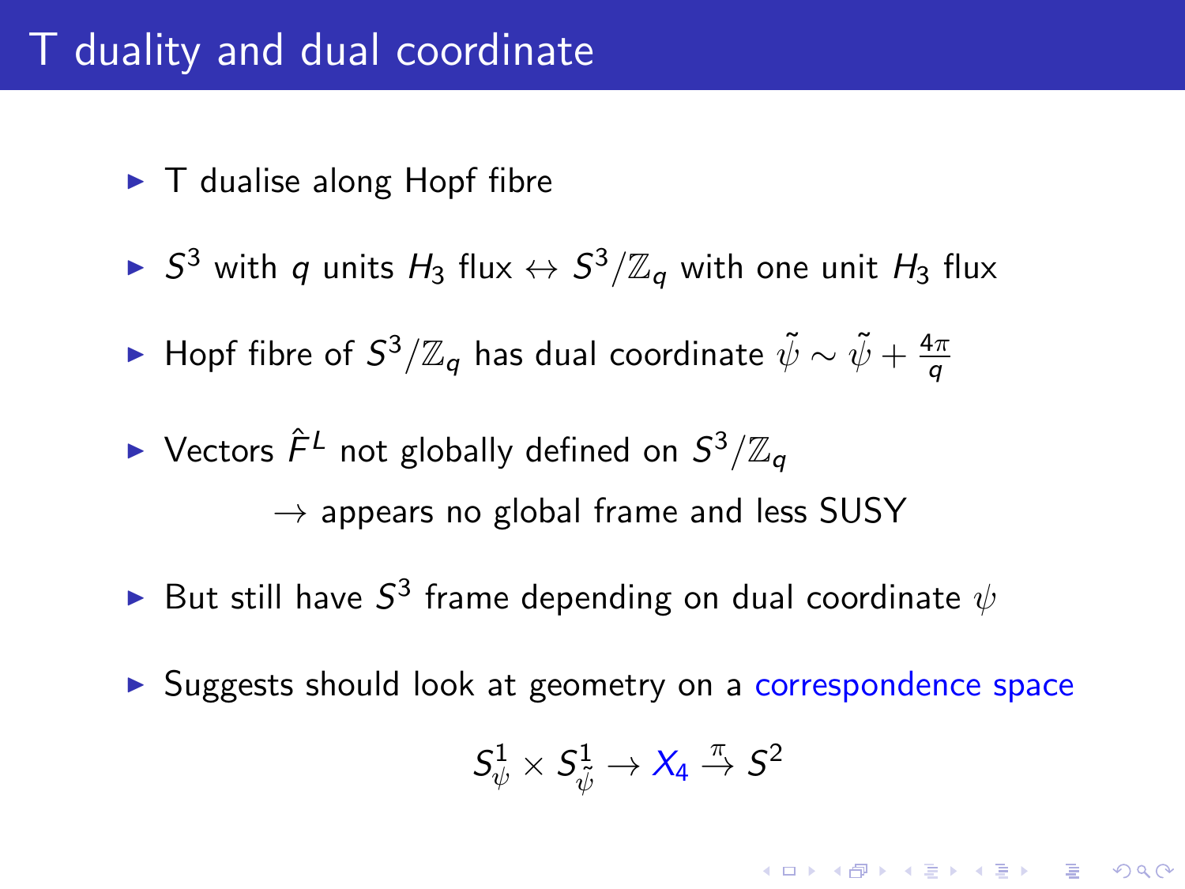# T duality and dual coordinate

- T dualise along Hopf fibre
- $S^3$ with $q$ units $H_3$ flux $\leftrightarrow$ $S^3/\mathbb{Z}_q$ with one unit $H_3$ flux
- Hopf fibre of $S^3/\mathbb{Z}_q$ has dual coordinate $\tilde{\psi} \sim \tilde{\psi} + \frac{4\pi}{q}$
- Vectors $\hat{F}^L$ not globally defined on $S^3/\mathbb{Z}_q$

  $\rightarrow$ appears no global frame and less SUSY
- But still have $S^3$ frame depending on dual coordinate $\psi$
- Suggests should look at geometry on a correspondence space

$$S^1_\psi \times S^1_{\tilde{\psi}} \rightarrow X_4 \xrightarrow{\pi} S^2$$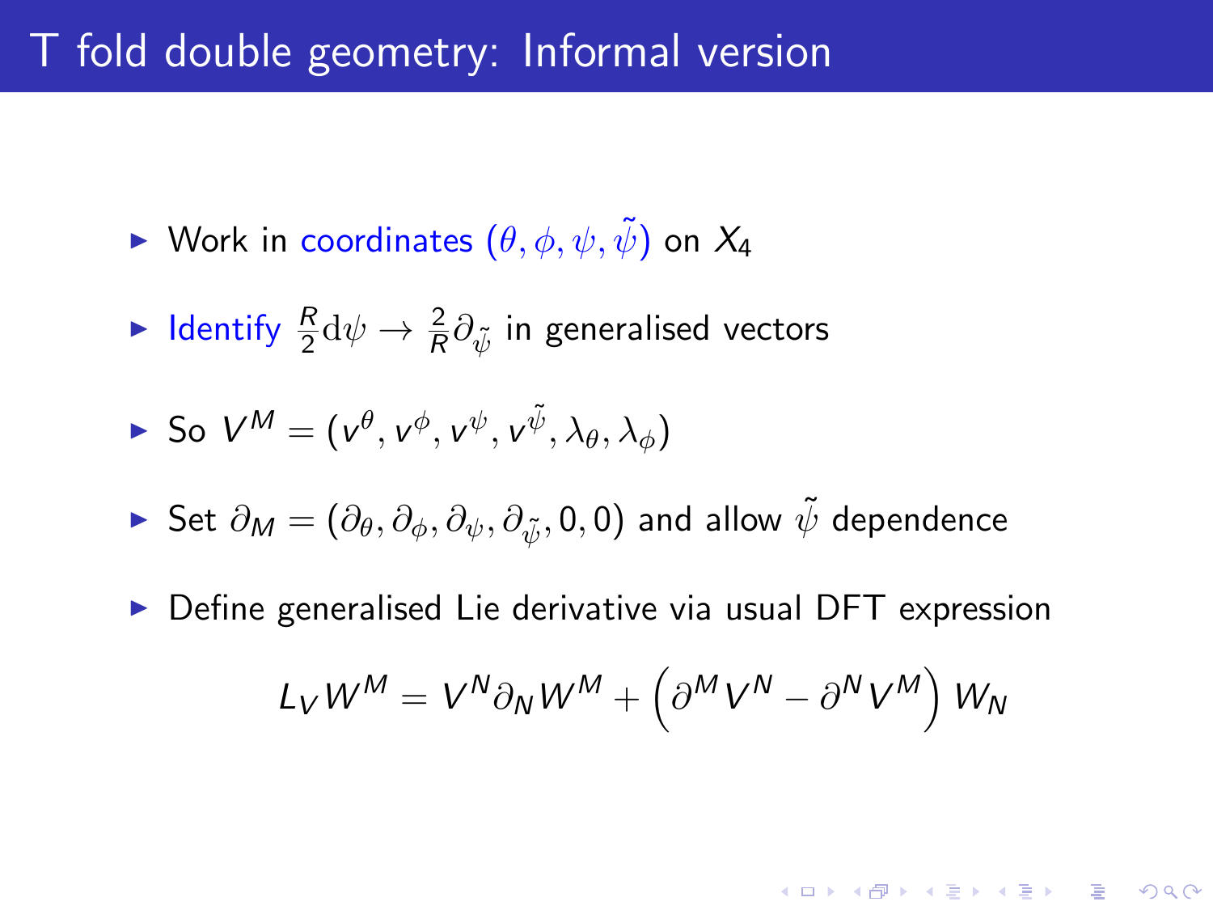# T fold double geometry: Informal version

- Work in coordinates $(\theta, \phi, \psi, \tilde{\psi})$ on $X_4$
- Identify $\frac{R}{2}\mathrm{d}\psi \to \frac{2}{R}\partial_{\tilde{\psi}}$ in generalised vectors
- So $V^M = (v^\theta, v^\phi, v^\psi, v^{\tilde{\psi}}, \lambda_\theta, \lambda_\phi)$
- Set $\partial_M = (\partial_\theta, \partial_\phi, \partial_\psi, \partial_{\tilde{\psi}}, 0, 0)$ and allow $\tilde{\psi}$ dependence
- Define generalised Lie derivative via usual DFT expression

$$L_V W^M = V^N \partial_N W^M + \left(\partial^M V^N - \partial^N V^M\right) W_N$$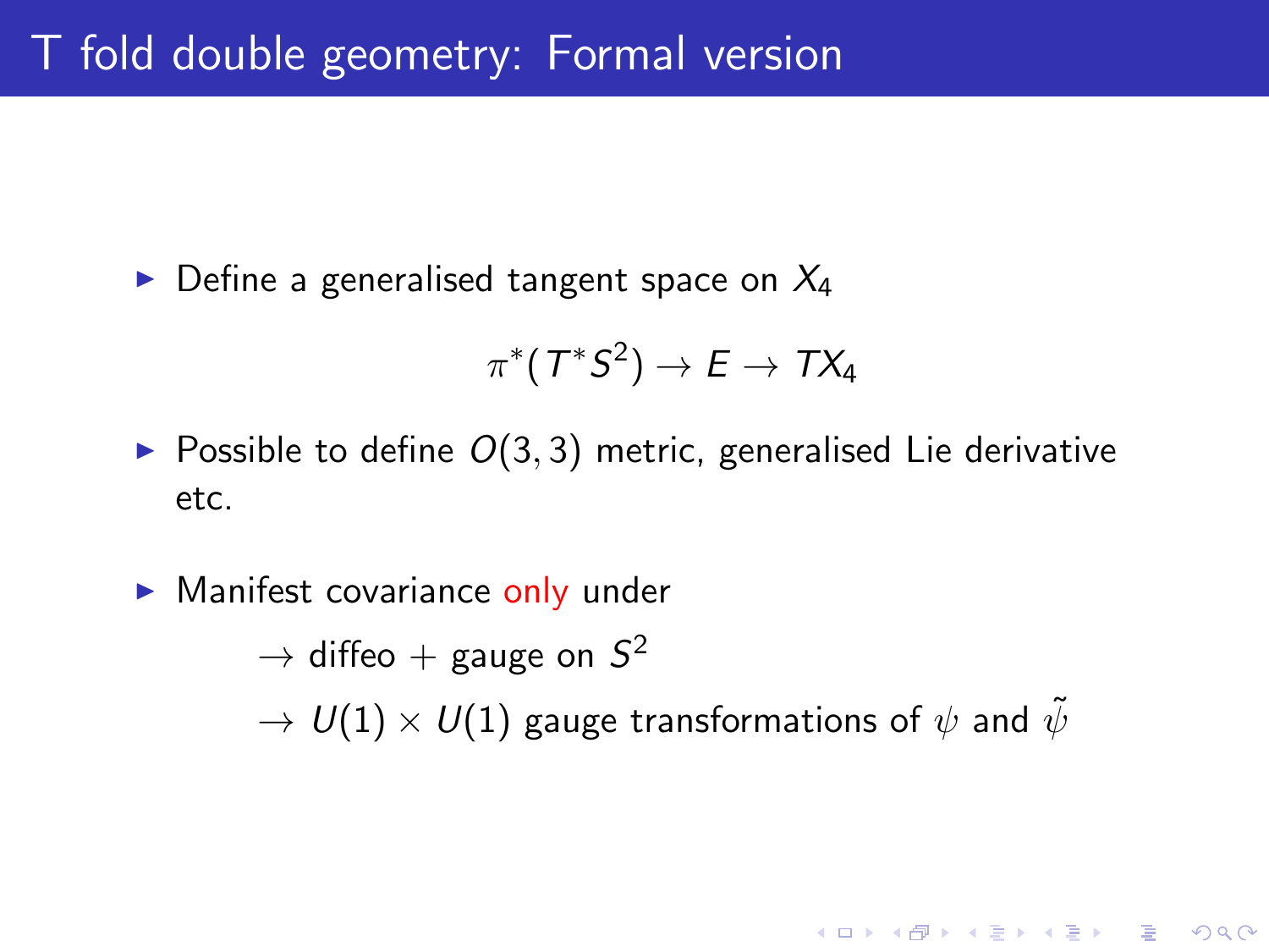# T fold double geometry: Formal version

- Define a generalised tangent space on $X_4$

$$\pi^*(T^*S^2) \to E \to TX_4$$

- Possible to define $O(3,3)$ metric, generalised Lie derivative etc.

- Manifest covariance only under

  $\to$ diffeo + gauge on $S^2$

  $\to$ $U(1) \times U(1)$ gauge transformations of $\psi$ and $\tilde{\psi}$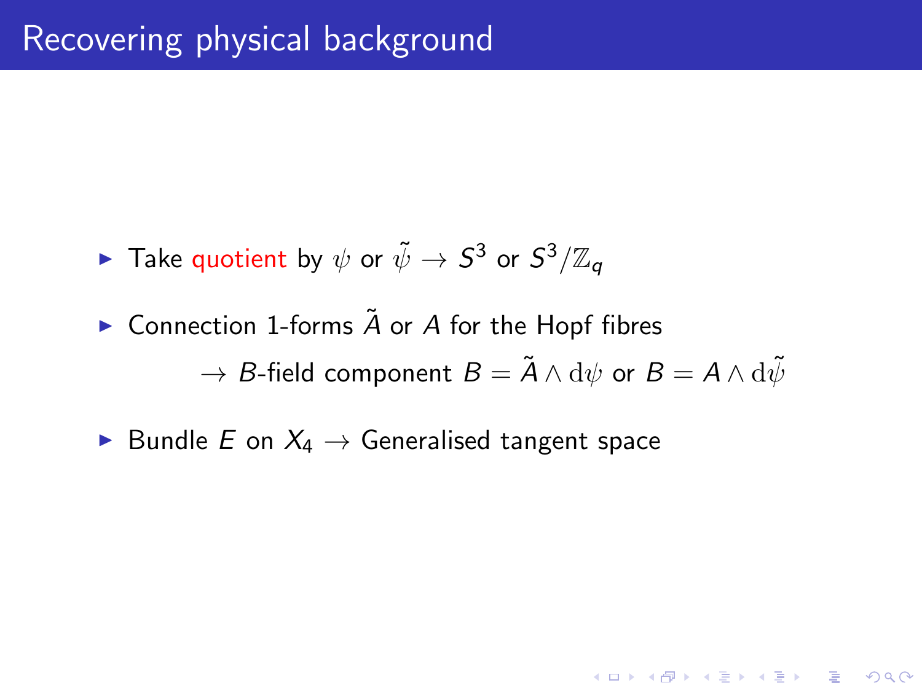# Recovering physical background

- Take quotient by $\psi$ or $\tilde{\psi} \to S^3$ or $S^3/\mathbb{Z}_q$
- Connection 1-forms $\tilde{A}$ or $A$ for the Hopf fibres

  $\to$ $B$-field component $B = \tilde{A} \wedge \mathrm{d}\psi$ or $B = A \wedge \mathrm{d}\tilde{\psi}$
- Bundle $E$ on $X_4 \to$ Generalised tangent space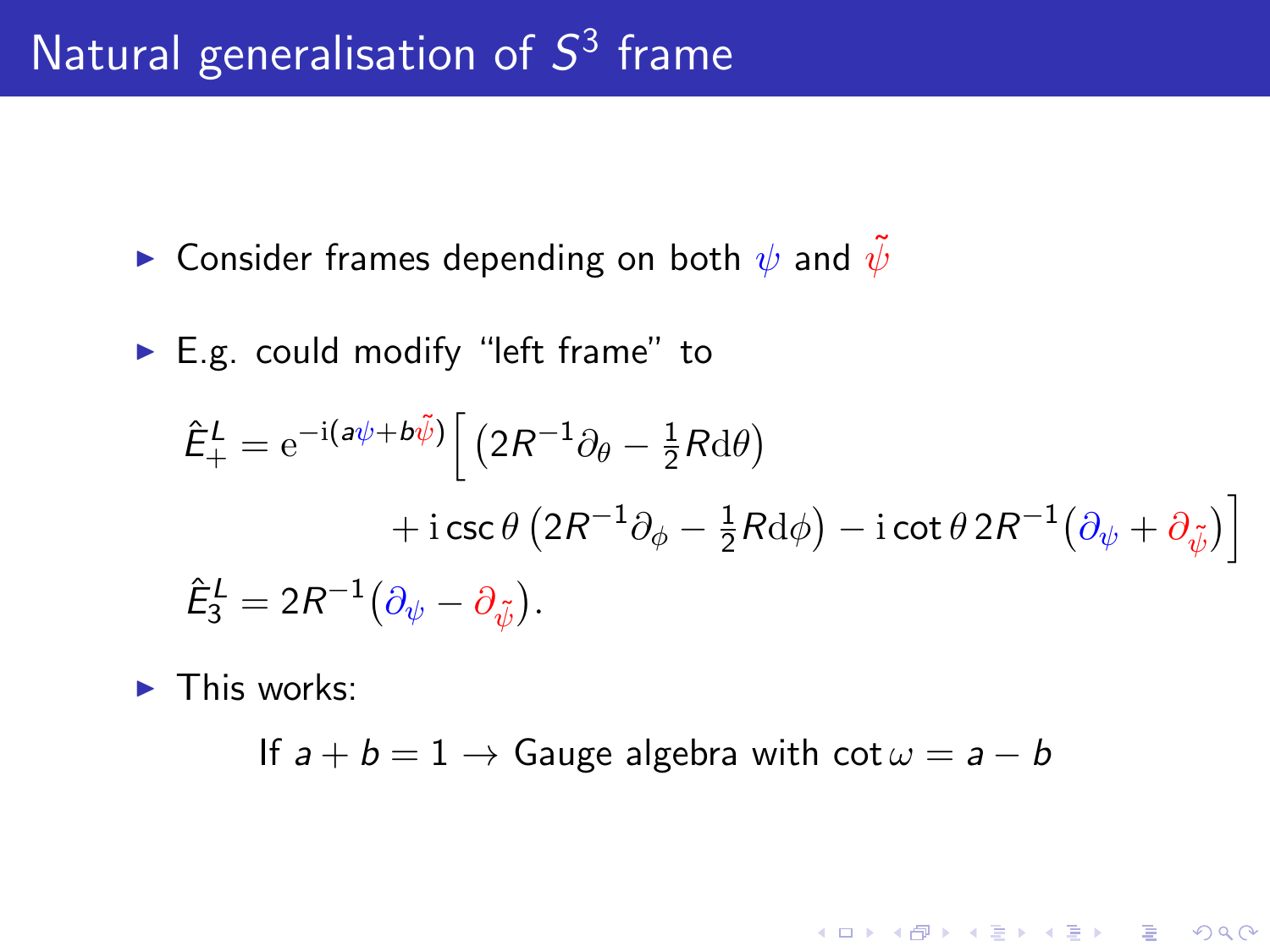# Natural generalisation of $S^3$ frame

- Consider frames depending on both $\psi$ and $\tilde{\psi}$
- E.g. could modify "left frame" to

$$
\begin{aligned}
\hat{E}^L_+ = \mathrm{e}^{-\mathrm{i}(a\psi + b\tilde{\psi})}\Big[ &\left(2R^{-1}\partial_\theta - \tfrac{1}{2}R\mathrm{d}\theta\right) \\
&+ \mathrm{i}\csc\theta \left(2R^{-1}\partial_\phi - \tfrac{1}{2}R\mathrm{d}\phi\right) - \mathrm{i}\cot\theta\, 2R^{-1}\left(\partial_\psi + \partial_{\tilde{\psi}}\right)\Big] \\
\hat{E}^L_3 = 2R^{-1}&\left(\partial_\psi - \partial_{\tilde{\psi}}\right).
\end{aligned}
$$

- This works:

If $a + b = 1 \rightarrow$ Gauge algebra with $\cot\omega = a - b$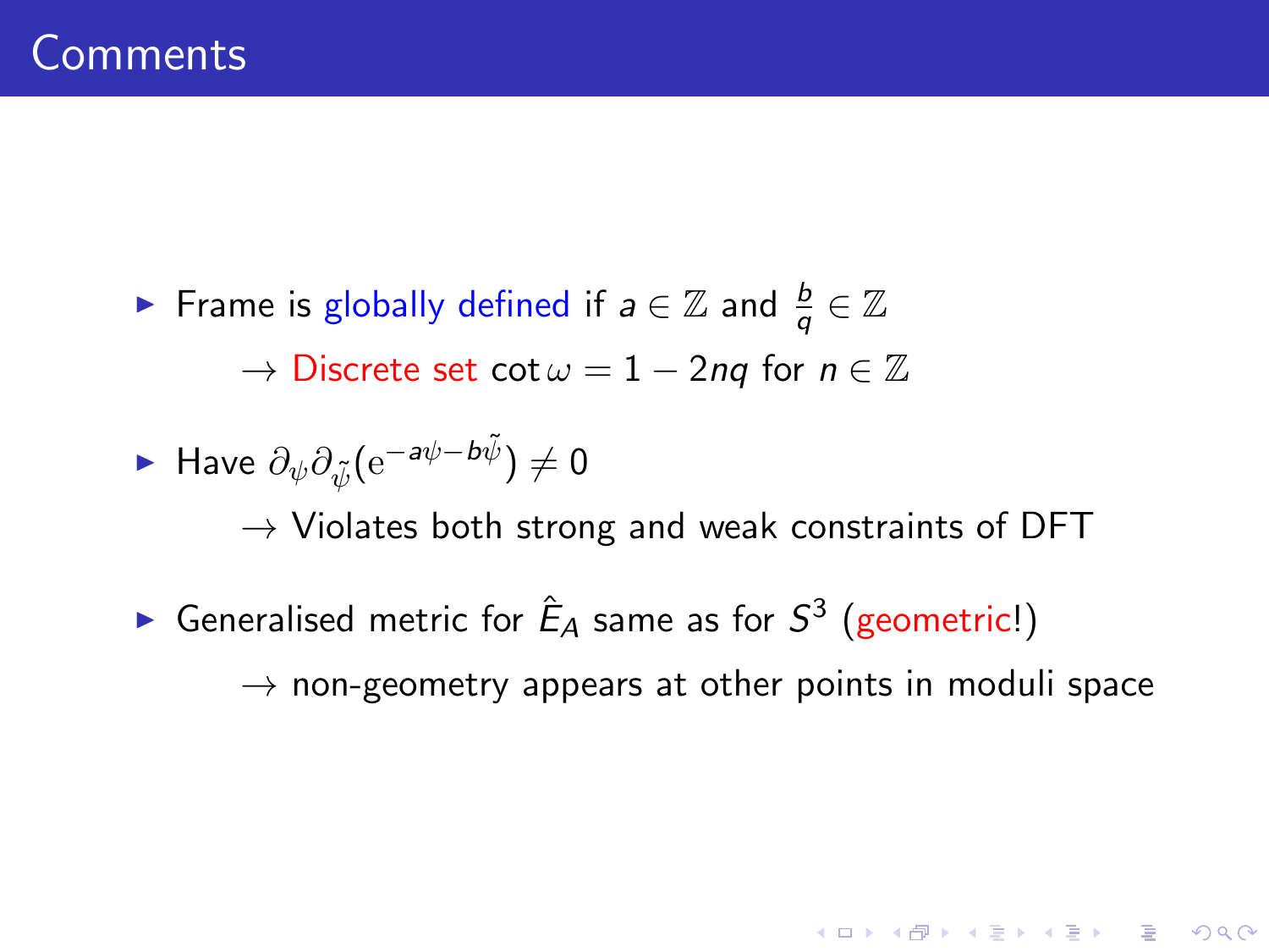# Comments

- Frame is globally defined if $a \in \mathbb{Z}$ and $\frac{b}{q} \in \mathbb{Z}$

  $\rightarrow$ Discrete set $\cot\omega = 1 - 2nq$ for $n \in \mathbb{Z}$

- Have $\partial_\psi \partial_{\tilde{\psi}}(\mathrm{e}^{-a\psi - b\tilde{\psi}}) \neq 0$

  $\rightarrow$ Violates both strong and weak constraints of DFT

- Generalised metric for $\hat{E}_A$ same as for $S^3$ (geometric!)

  $\rightarrow$ non-geometry appears at other points in moduli space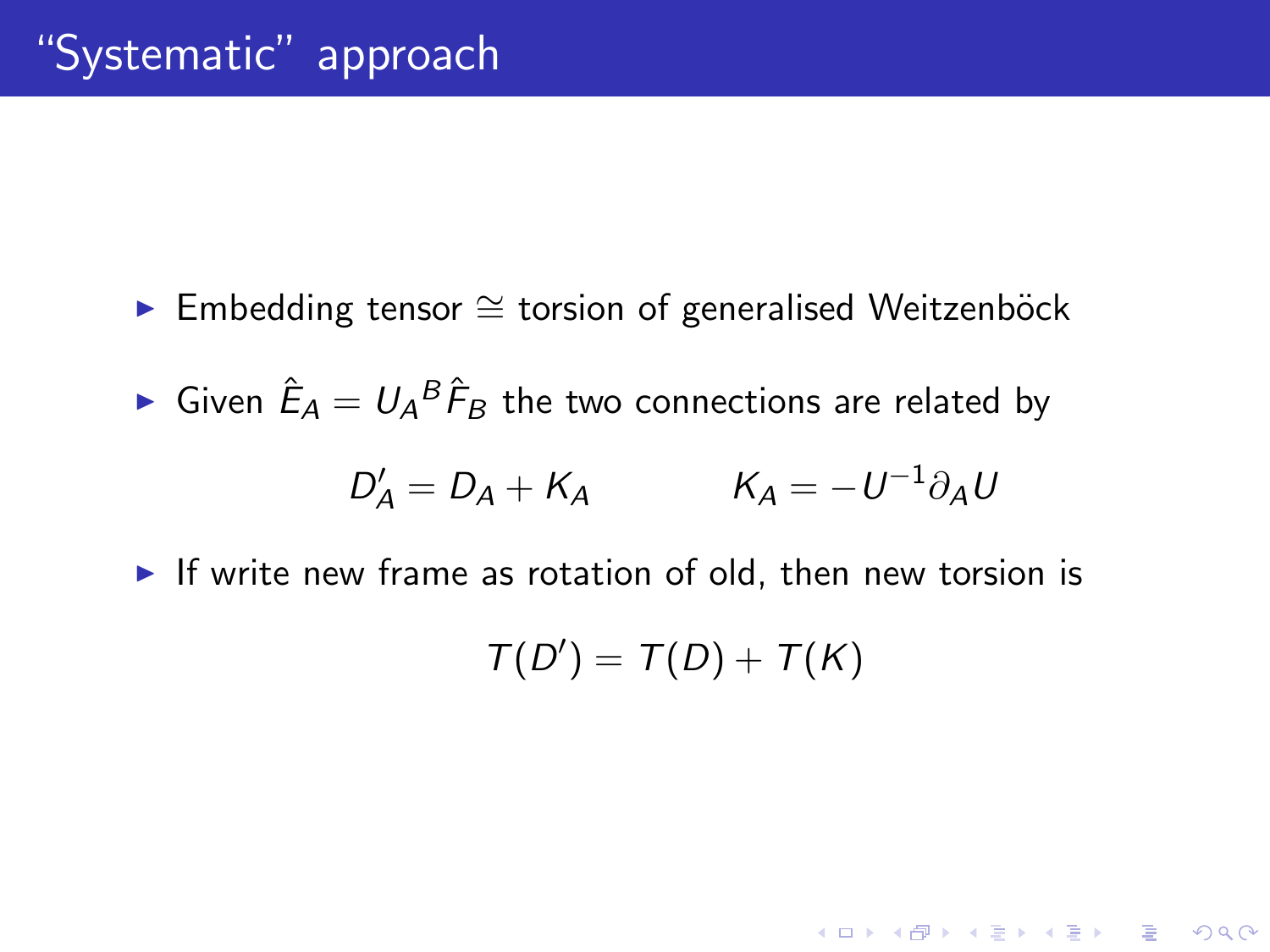# "Systematic" approach

- Embedding tensor $\cong$ torsion of generalised Weitzenböck
- Given $\hat{E}_A = U_A{}^B \hat{F}_B$ the two connections are related by

$$D'_A = D_A + K_A \qquad\qquad K_A = -U^{-1}\partial_A U$$

- If write new frame as rotation of old, then new torsion is

$$T(D') = T(D) + T(K)$$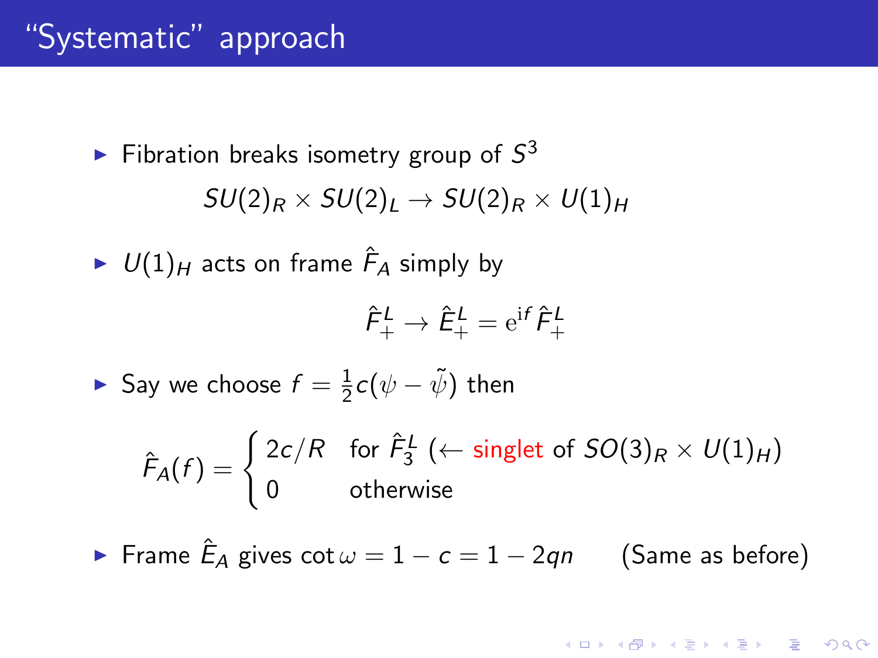# “Systematic” approach

- Fibration breaks isometry group of $S^3$

$$SU(2)_R \times SU(2)_L \to SU(2)_R \times U(1)_H$$

- $U(1)_H$ acts on frame $\hat{F}_A$ simply by

$$\hat{F}^L_+ \to \hat{E}^L_+ = \mathrm{e}^{\mathrm{i}f} \hat{F}^L_+$$

- Say we choose $f = \frac{1}{2}c(\psi - \tilde{\psi})$ then

$$\hat{F}_A(f) = \begin{cases} 2c/R & \text{for } \hat{F}^L_3 \ (\leftarrow \text{singlet of } SO(3)_R \times U(1)_H) \\ 0 & \text{otherwise} \end{cases}$$

- Frame $\hat{E}_A$ gives $\cot\omega = 1 - c = 1 - 2qn$ (Same as before)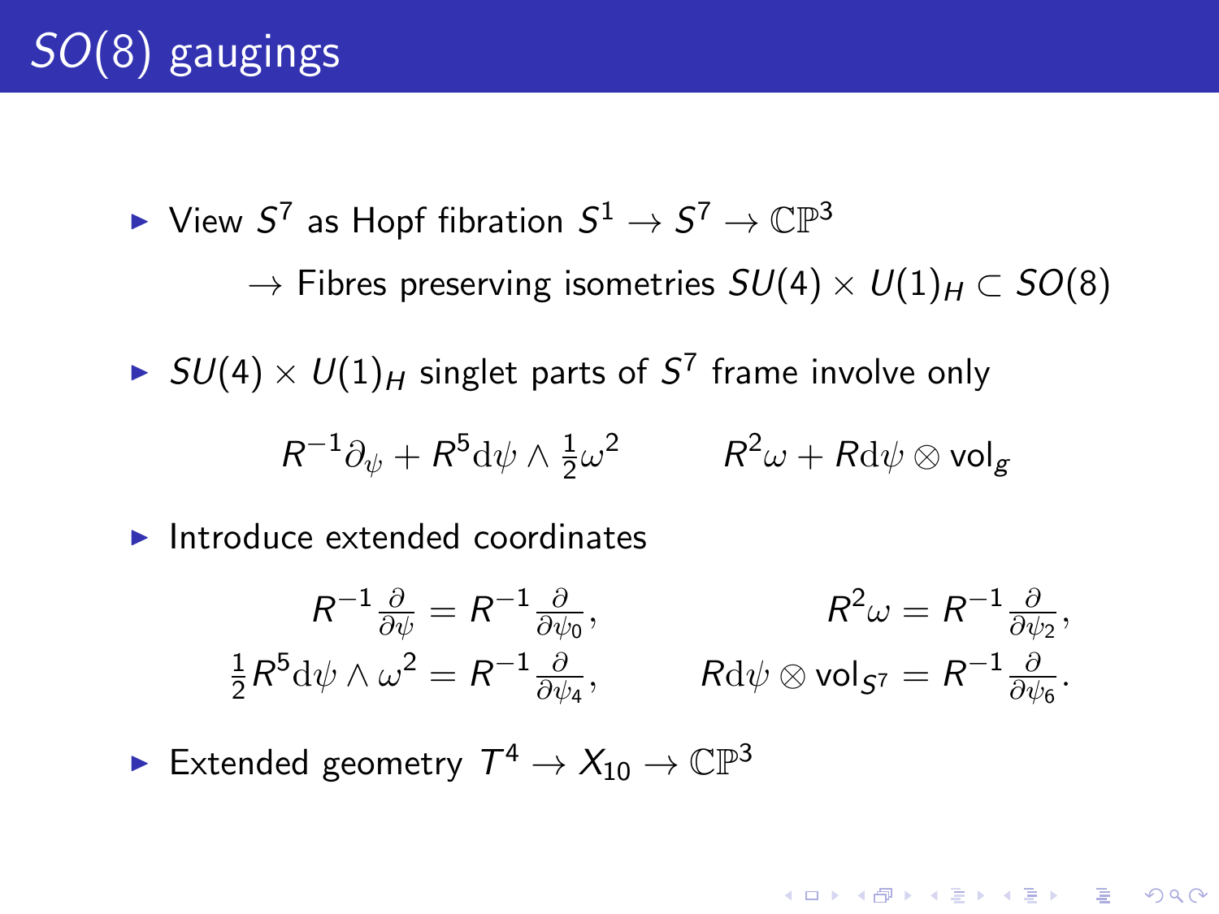# $SO(8)$ gaugings

- View $S^7$ as Hopf fibration $S^1 \to S^7 \to \mathbb{CP}^3$

  $\to$ Fibres preserving isometries $SU(4) \times U(1)_H \subset SO(8)$

- $SU(4) \times U(1)_H$ singlet parts of $S^7$ frame involve only

$$R^{-1}\partial_\psi + R^5 \mathrm{d}\psi \wedge \tfrac{1}{2}\omega^2 \qquad\qquad R^2\omega + R\mathrm{d}\psi \otimes \mathrm{vol}_g$$

- Introduce extended coordinates

$$R^{-1}\frac{\partial}{\partial\psi} = R^{-1}\frac{\partial}{\partial\psi_0}, \qquad\qquad R^2\omega = R^{-1}\frac{\partial}{\partial\psi_2},$$

$$\frac{1}{2}R^5\mathrm{d}\psi \wedge \omega^2 = R^{-1}\frac{\partial}{\partial\psi_4}, \qquad\qquad R\mathrm{d}\psi \otimes \mathrm{vol}_{S^7} = R^{-1}\frac{\partial}{\partial\psi_6}.$$

- Extended geometry $T^4 \to X_{10} \to \mathbb{CP}^3$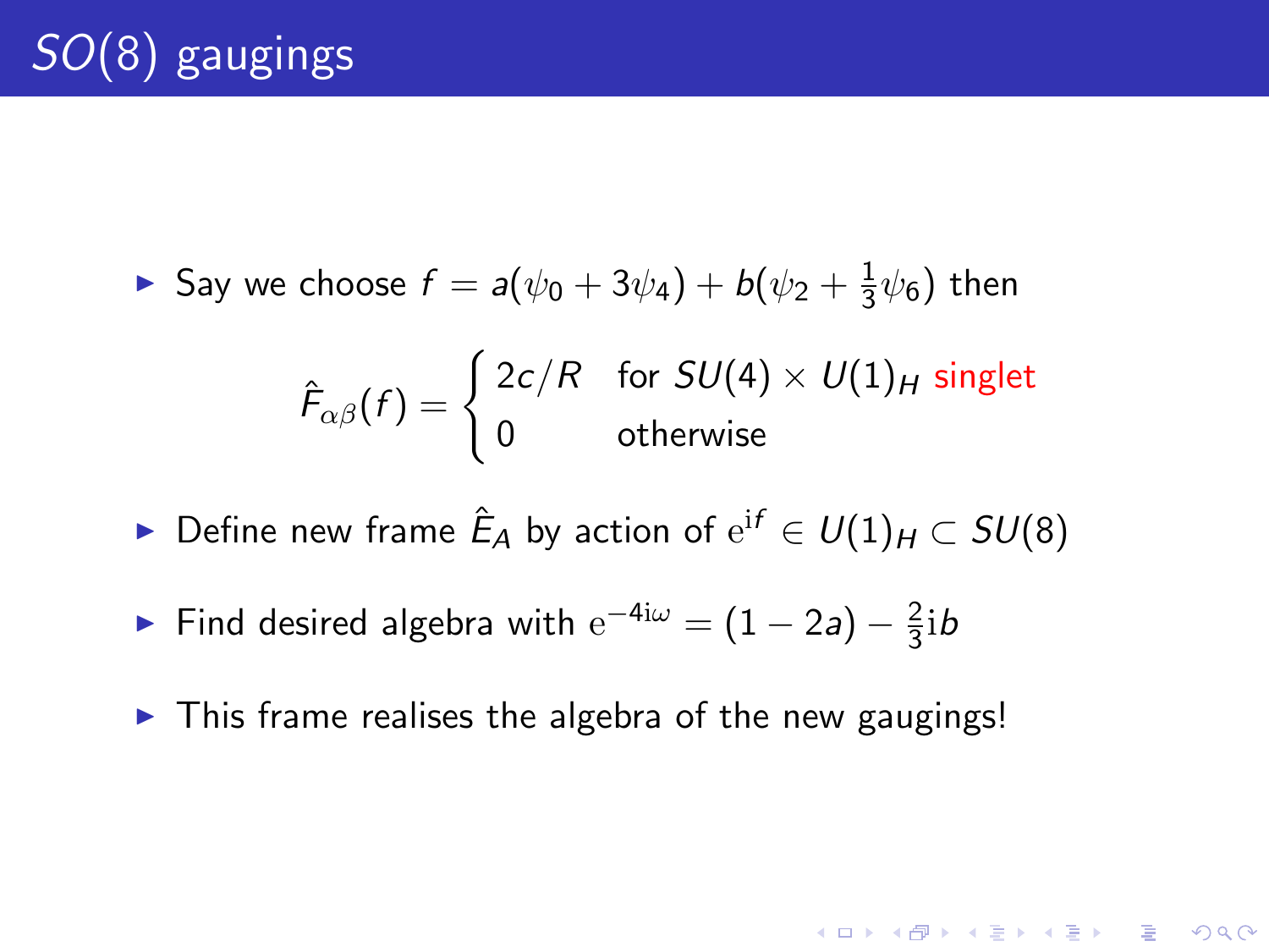# $SO(8)$ gaugings

- Say we choose $f = a(\psi_0 + 3\psi_4) + b(\psi_2 + \frac{1}{3}\psi_6)$ then

$$\hat{F}_{\alpha\beta}(f) = \begin{cases} 2c/R & \text{for } SU(4) \times U(1)_H \text{ singlet} \\ 0 & \text{otherwise} \end{cases}$$

- Define new frame $\hat{E}_A$ by action of $\mathrm{e}^{\mathrm{i}f} \in U(1)_H \subset SU(8)$

- Find desired algebra with $\mathrm{e}^{-4\mathrm{i}\omega} = (1 - 2a) - \frac{2}{3}\mathrm{i}b$

- This frame realises the algebra of the new gaugings!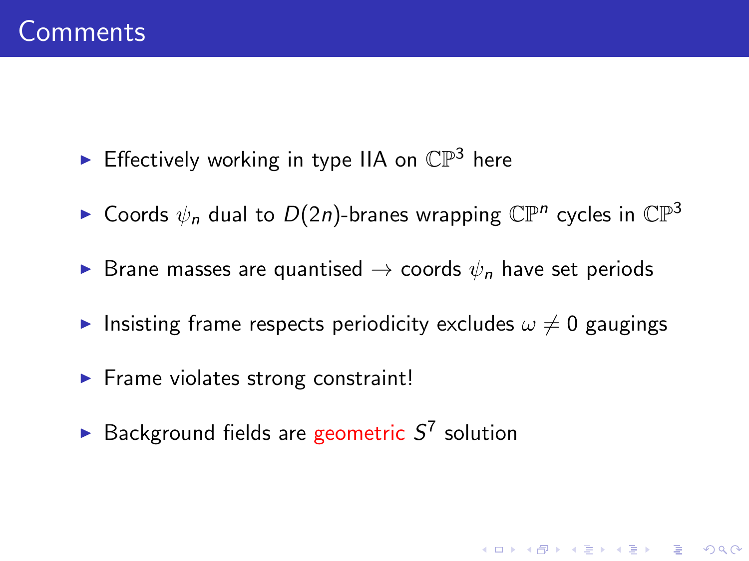# Comments

- Effectively working in type IIA on $\mathbb{CP}^3$ here
- Coords $\psi_n$ dual to $D(2n)$-branes wrapping $\mathbb{CP}^n$ cycles in $\mathbb{CP}^3$
- Brane masses are quantised $\rightarrow$ coords $\psi_n$ have set periods
- Insisting frame respects periodicity excludes $\omega \neq 0$ gaugings
- Frame violates strong constraint!
- Background fields are geometric $S^7$ solution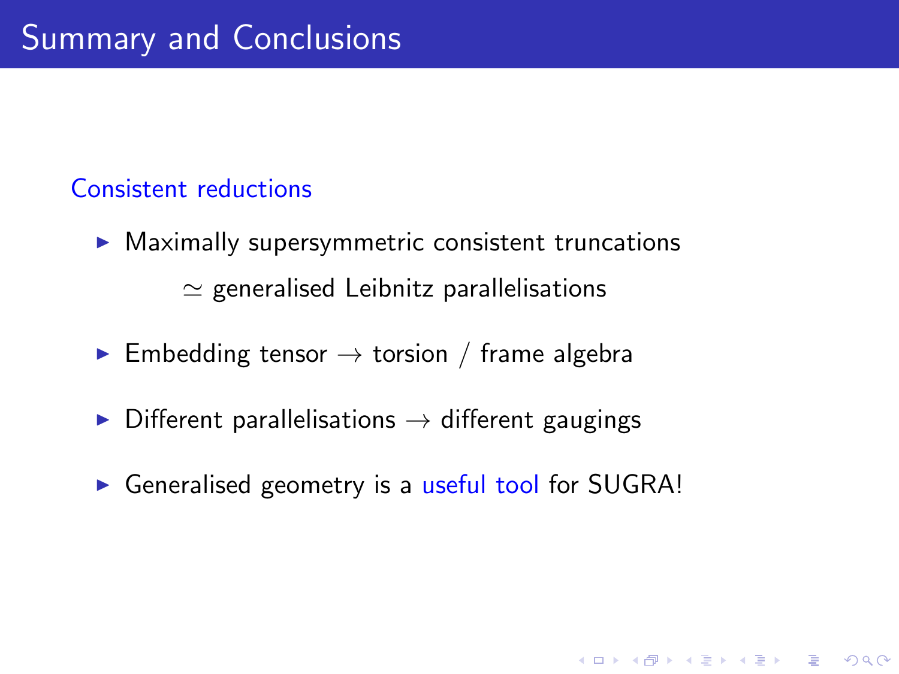# Summary and Conclusions

## Consistent reductions

- Maximally supersymmetric consistent truncations

  $\simeq$ generalised Leibnitz parallelisations

- Embedding tensor $\rightarrow$ torsion / frame algebra

- Different parallelisations $\rightarrow$ different gaugings

- Generalised geometry is a useful tool for SUGRA!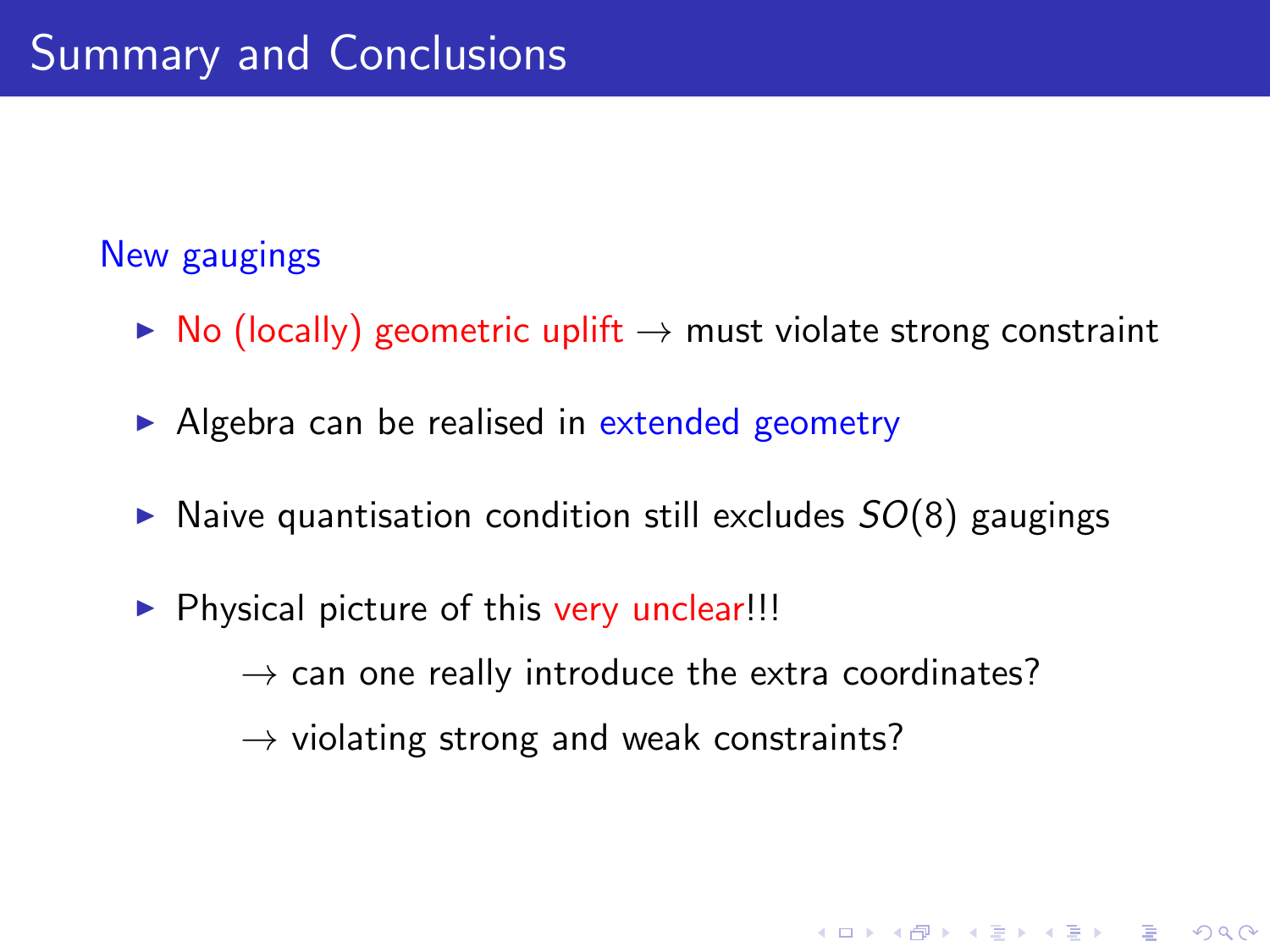# Summary and Conclusions

New gaugings

- No (locally) geometric uplift $\rightarrow$ must violate strong constraint
- Algebra can be realised in extended geometry
- Naive quantisation condition still excludes $SO(8)$ gaugings
- Physical picture of this very unclear!!!
  - $\rightarrow$ can one really introduce the extra coordinates?
  - $\rightarrow$ violating strong and weak constraints?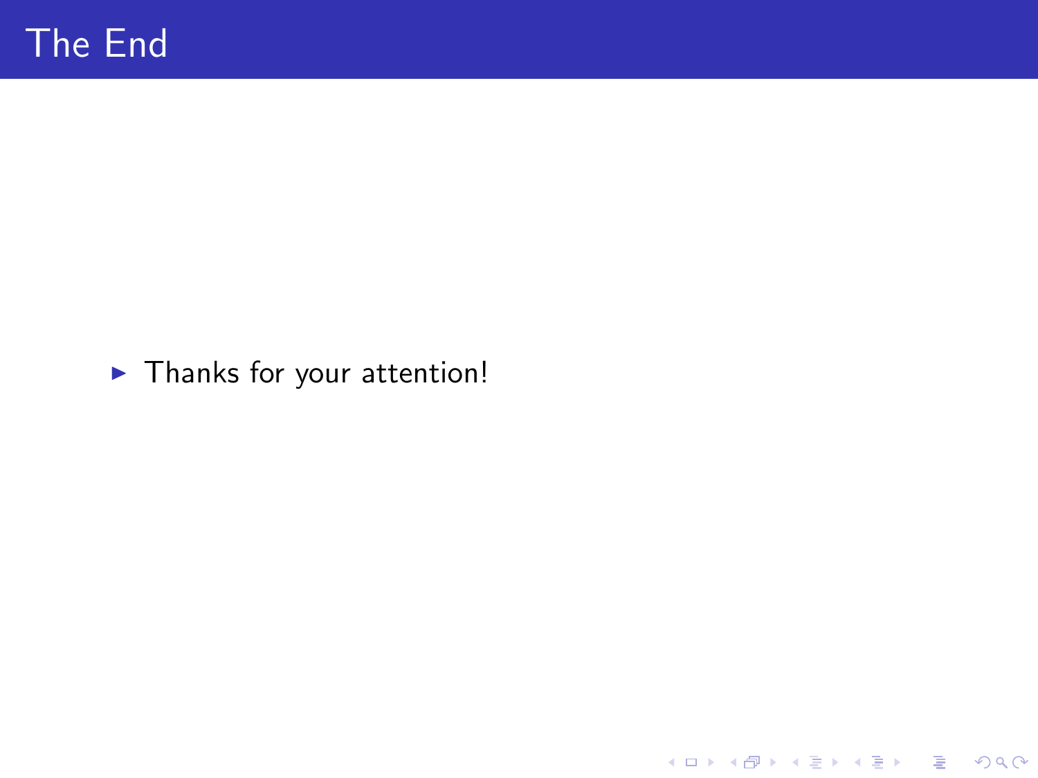# The End

- Thanks for your attention!